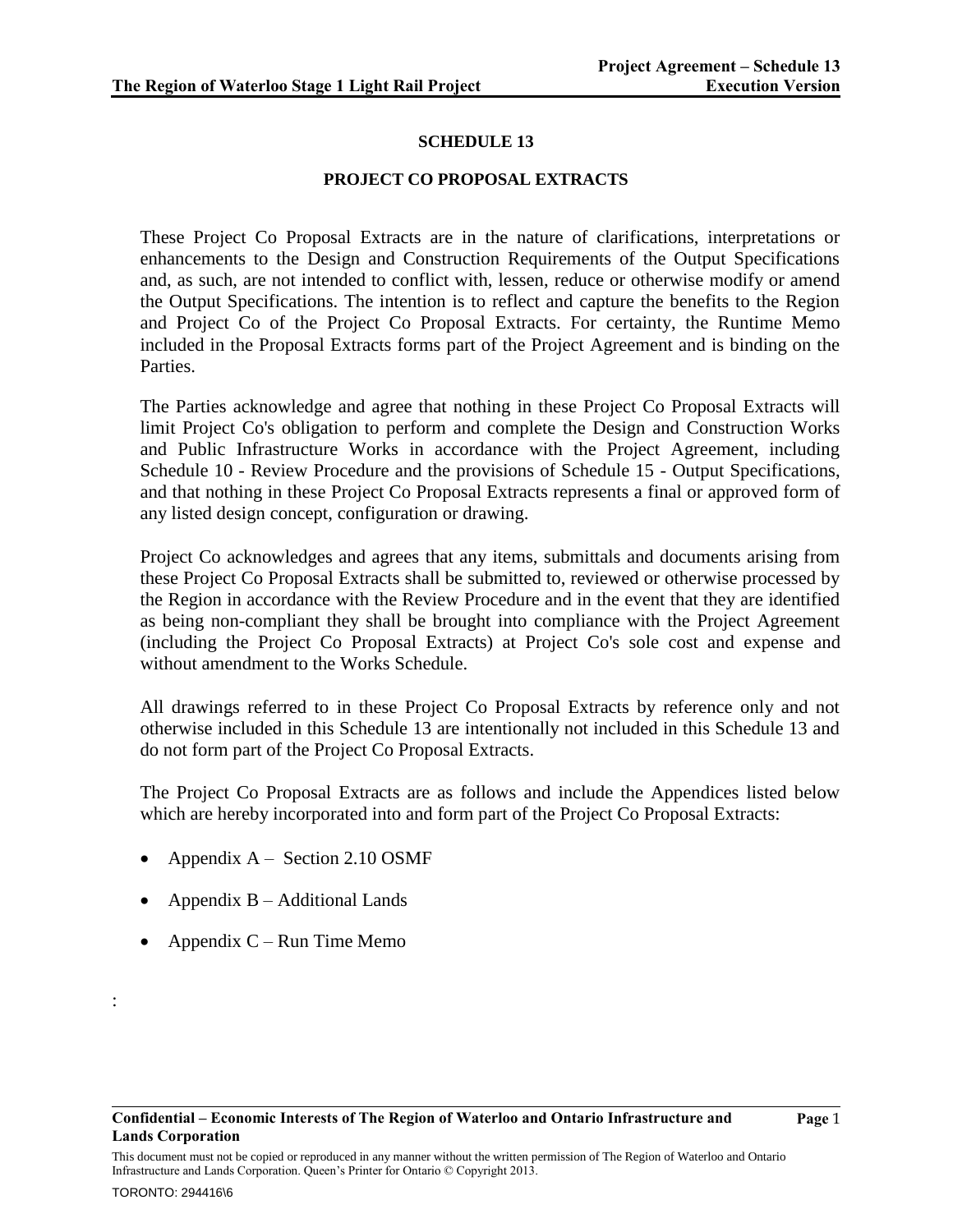# SCHEDULE 13

## PROJECT CO PROPOSAL EXTRACTS

These Project Co Proposal Extracts are in the nature of clarifications, interpretations or enhancements to the Design and Construction Requirements of the Output Specifications and, as such, are not intended to conflict with, lessen, reduce or otherwise modify or amend the Output Specifications. The intention is to reflect and capture the benefits to the Region and Project Co of the Project Co Proposal Extracts. For certainty, the Runtime Memo included in the Proposal Extracts forms part of the Project Agreement and is binding on the Parties.

The Parties acknowledge and agree that nothing in these Project Co Proposal Extracts will limit Project Co's obligation to perform and complete the Design and Construction Works and Public Infrastructure Works in accordance with the Project Agreement, including Schedule 10 - Review Procedure and the provisions of Schedule 15 - Output Specifications, and that nothing in these Project Co Proposal Extracts represents a final or approved form of any listed design concept, configuration or drawing.

Project Co acknowledges and agrees that any items, submittals and documents arising from these Project Co Proposal Extracts shall be submitted to, reviewed or otherwise processed by the Region in accordance with the Review Procedure and in the event that they are identified as being non-compliant they shall be brought into compliance with the Project Agreement (including the Project Co Proposal Extracts) at Project Co's sole cost and expense and without amendment to the Works Schedule.

All drawings referred to in these Project Co Proposal Extracts by reference only and not otherwise included in this Schedule 13 are intentionally not included in this Schedule 13 and do not form part of the Project Co Proposal Extracts.

The Project Co Proposal Extracts are as follows and include the Appendices listed below which are hereby incorporated into and form part of the Project Co Proposal Extracts:

- Appendix A – Section 2.10 OSMF
- Appendix B – Additional Lands
- Appendix C – Run Time Memo

: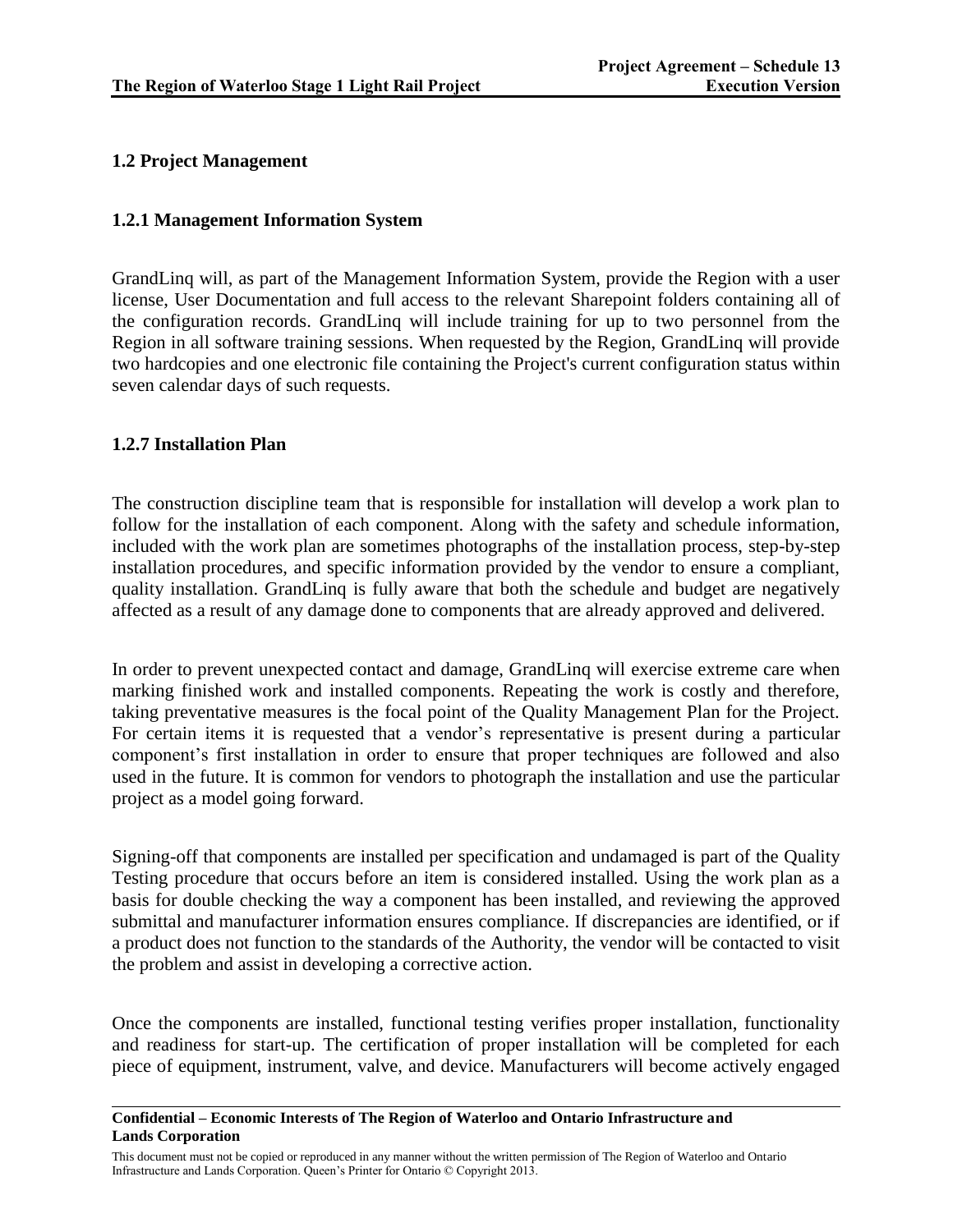## 1.2 Project Management

### 1.2.1 Management Information System

GrandLinq will, as part of the Management Information System, provide the Region with a user license, User Documentation and full access to the relevant Sharepoint folders containing all of the configuration records. GrandLinq will include training for up to two personnel from the Region in all software training sessions. When requested by the Region, GrandLinq will provide two hardcopies and one electronic file containing the Project's current configuration status within seven calendar days of such requests.

### 1.2.7 Installation Plan

The construction discipline team that is responsible for installation will develop a work plan to follow for the installation of each component. Along with the safety and schedule information, included with the work plan are sometimes photographs of the installation process, step-by-step installation procedures, and specific information provided by the vendor to ensure a compliant, quality installation. GrandLinq is fully aware that both the schedule and budget are negatively affected as a result of any damage done to components that are already approved and delivered.

In order to prevent unexpected contact and damage, GrandLinq will exercise extreme care when marking finished work and installed components. Repeating the work is costly and therefore, taking preventative measures is the focal point of the Quality Management Plan for the Project. For certain items it is requested that a vendor's representative is present during a particular component's first installation in order to ensure that proper techniques are followed and also used in the future. It is common for vendors to photograph the installation and use the particular project as a model going forward.

Signing-off that components are installed per specification and undamaged is part of the Quality Testing procedure that occurs before an item is considered installed. Using the work plan as a basis for double checking the way a component has been installed, and reviewing the approved submittal and manufacturer information ensures compliance. If discrepancies are identified, or if a product does not function to the standards of the Authority, the vendor will be contacted to visit the problem and assist in developing a corrective action.

Once the components are installed, functional testing verifies proper installation, functionality and readiness for start-up. The certification of proper installation will be completed for each piece of equipment, instrument, valve, and device. Manufacturers will become actively engaged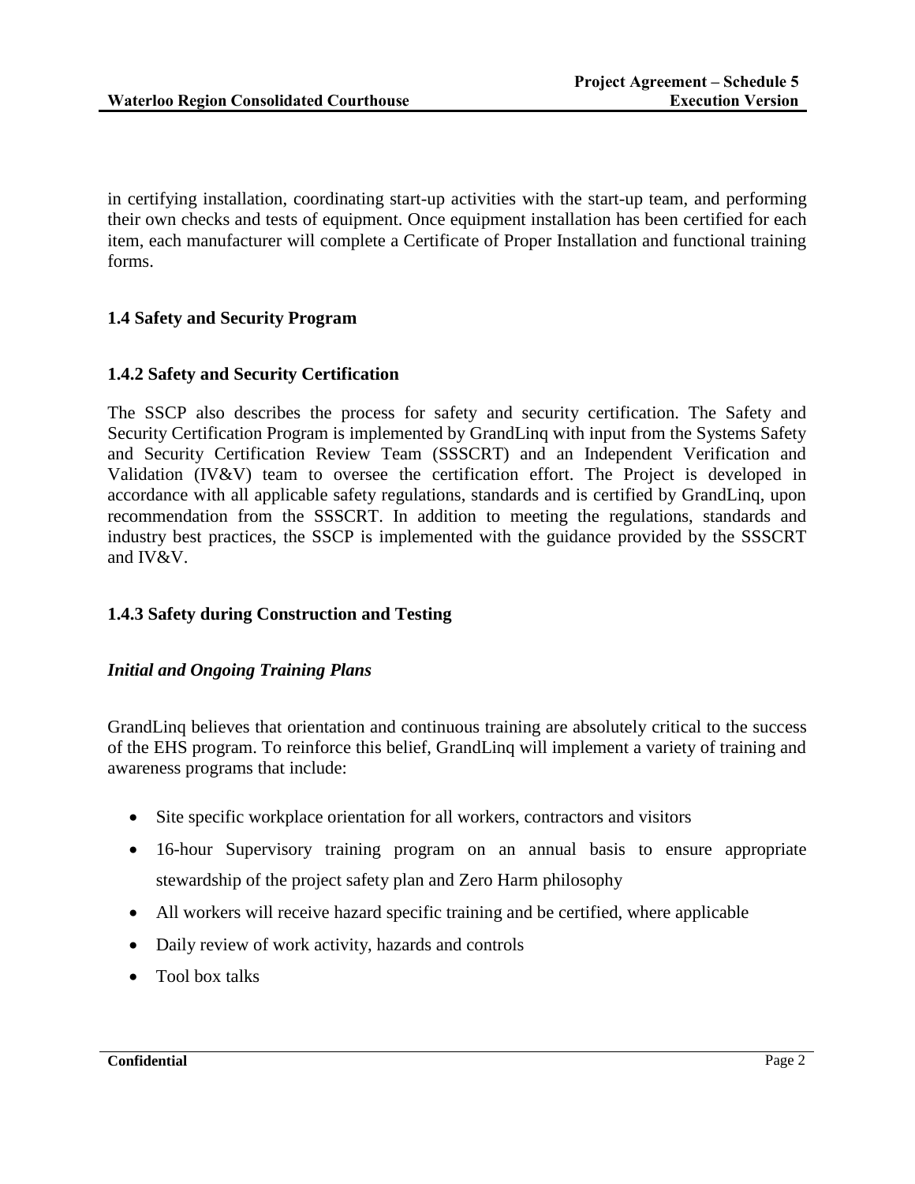in certifying installation, coordinating start-up activities with the start-up team, and performing their own checks and tests of equipment. Once equipment installation has been certified for each item, each manufacturer will complete a Certificate of Proper Installation and functional training forms.

### 1.4 Safety and Security Program

#### 1.4.2 Safety and Security Certification

The SSCP also describes the process for safety and security certification. The Safety and Security Certification Program is implemented by GrandLinq with input from the Systems Safety and Security Certification Review Team (SSSCRT) and an Independent Verification and Validation (IV&V) team to oversee the certification effort. The Project is developed in accordance with all applicable safety regulations, standards and is certified by GrandLinq, upon recommendation from the SSSCRT. In addition to meeting the regulations, standards and industry best practices, the SSCP is implemented with the guidance provided by the SSSCRT and IV&V.

#### 1.4.3 Safety during Construction and Testing

***Initial and Ongoing Training Plans***

GrandLinq believes that orientation and continuous training are absolutely critical to the success of the EHS program. To reinforce this belief, GrandLinq will implement a variety of training and awareness programs that include:

- Site specific workplace orientation for all workers, contractors and visitors
- 16-hour Supervisory training program on an annual basis to ensure appropriate stewardship of the project safety plan and Zero Harm philosophy
- All workers will receive hazard specific training and be certified, where applicable
- Daily review of work activity, hazards and controls
- Tool box talks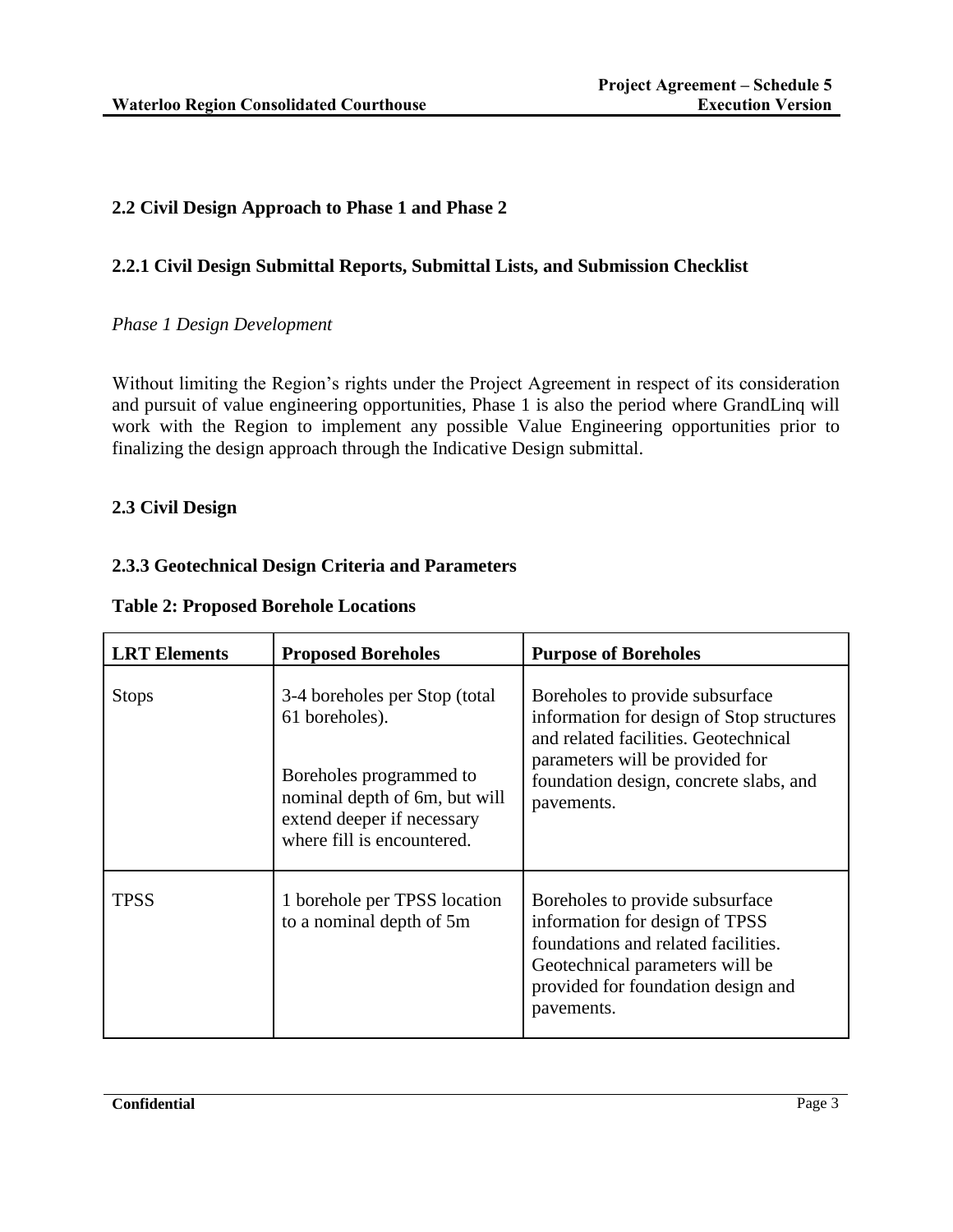## 2.2 Civil Design Approach to Phase 1 and Phase 2

### 2.2.1 Civil Design Submittal Reports, Submittal Lists, and Submission Checklist

*Phase 1 Design Development*

Without limiting the Region's rights under the Project Agreement in respect of its consideration and pursuit of value engineering opportunities, Phase 1 is also the period where GrandLinq will work with the Region to implement any possible Value Engineering opportunities prior to finalizing the design approach through the Indicative Design submittal.

## 2.3 Civil Design

### 2.3.3 Geotechnical Design Criteria and Parameters

**Table 2: Proposed Borehole Locations**

| LRT Elements | Proposed Boreholes | Purpose of Boreholes |
|---|---|---|
| Stops | 3-4 boreholes per Stop (total 61 boreholes).<br><br>Boreholes programmed to nominal depth of 6m, but will extend deeper if necessary where fill is encountered. | Boreholes to provide subsurface information for design of Stop structures and related facilities. Geotechnical parameters will be provided for foundation design, concrete slabs, and pavements. |
| TPSS | 1 borehole per TPSS location to a nominal depth of 5m | Boreholes to provide subsurface information for design of TPSS foundations and related facilities. Geotechnical parameters will be provided for foundation design and pavements. |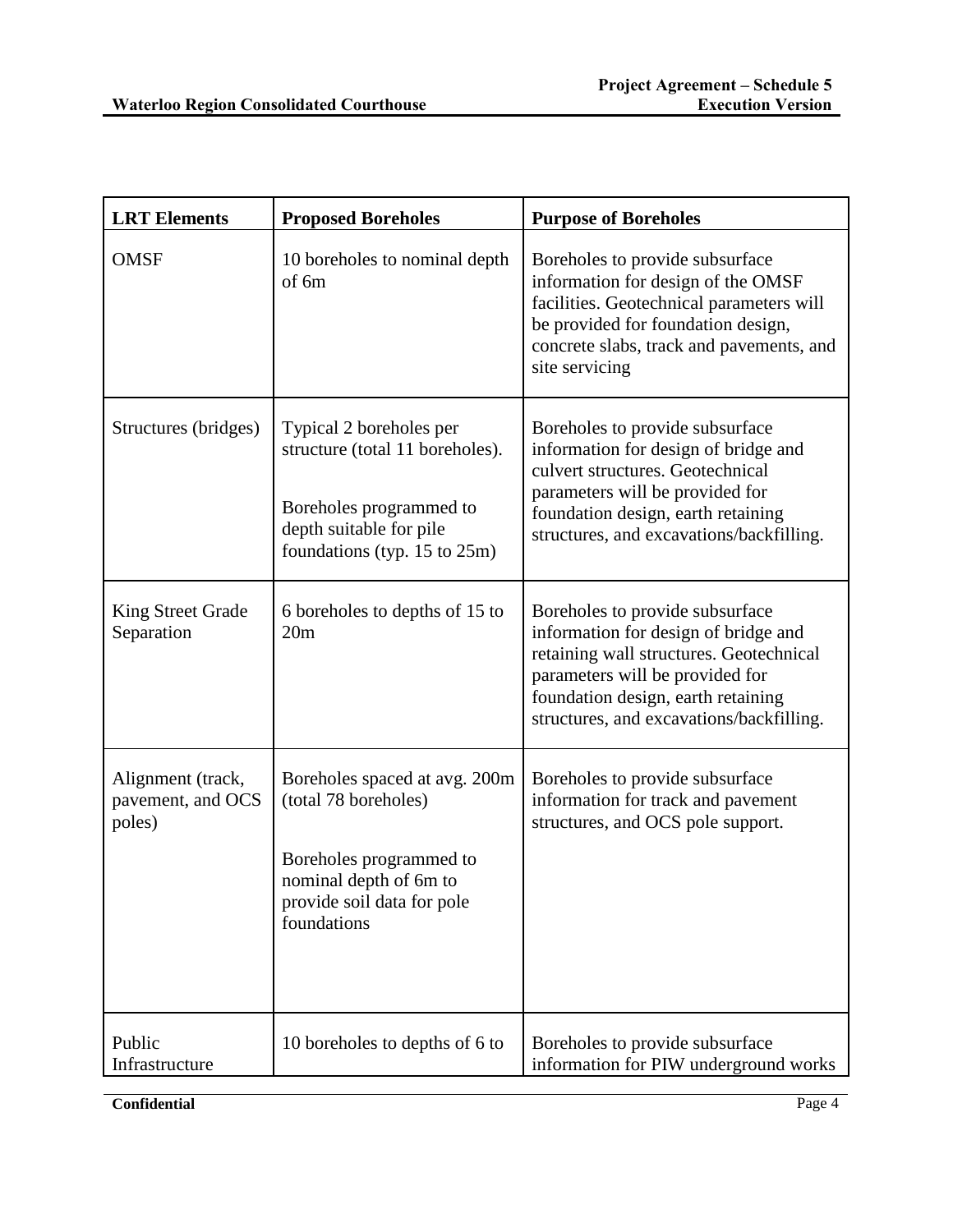| LRT Elements | Proposed Boreholes | Purpose of Boreholes |
| --- | --- | --- |
| OMSF | 10 boreholes to nominal depth of 6m | Boreholes to provide subsurface information for design of the OMSF facilities. Geotechnical parameters will be provided for foundation design, concrete slabs, track and pavements, and site servicing |
| Structures (bridges) | Typical 2 boreholes per structure (total 11 boreholes).<br><br>Boreholes programmed to depth suitable for pile foundations (typ. 15 to 25m) | Boreholes to provide subsurface information for design of bridge and culvert structures. Geotechnical parameters will be provided for foundation design, earth retaining structures, and excavations/backfilling. |
| King Street Grade Separation | 6 boreholes to depths of 15 to 20m | Boreholes to provide subsurface information for design of bridge and retaining wall structures. Geotechnical parameters will be provided for foundation design, earth retaining structures, and excavations/backfilling. |
| Alignment (track, pavement, and OCS poles) | Boreholes spaced at avg. 200m (total 78 boreholes)<br><br>Boreholes programmed to nominal depth of 6m to provide soil data for pole foundations | Boreholes to provide subsurface information for track and pavement structures, and OCS pole support. |
| Public Infrastructure | 10 boreholes to depths of 6 to | Boreholes to provide subsurface information for PIW underground works |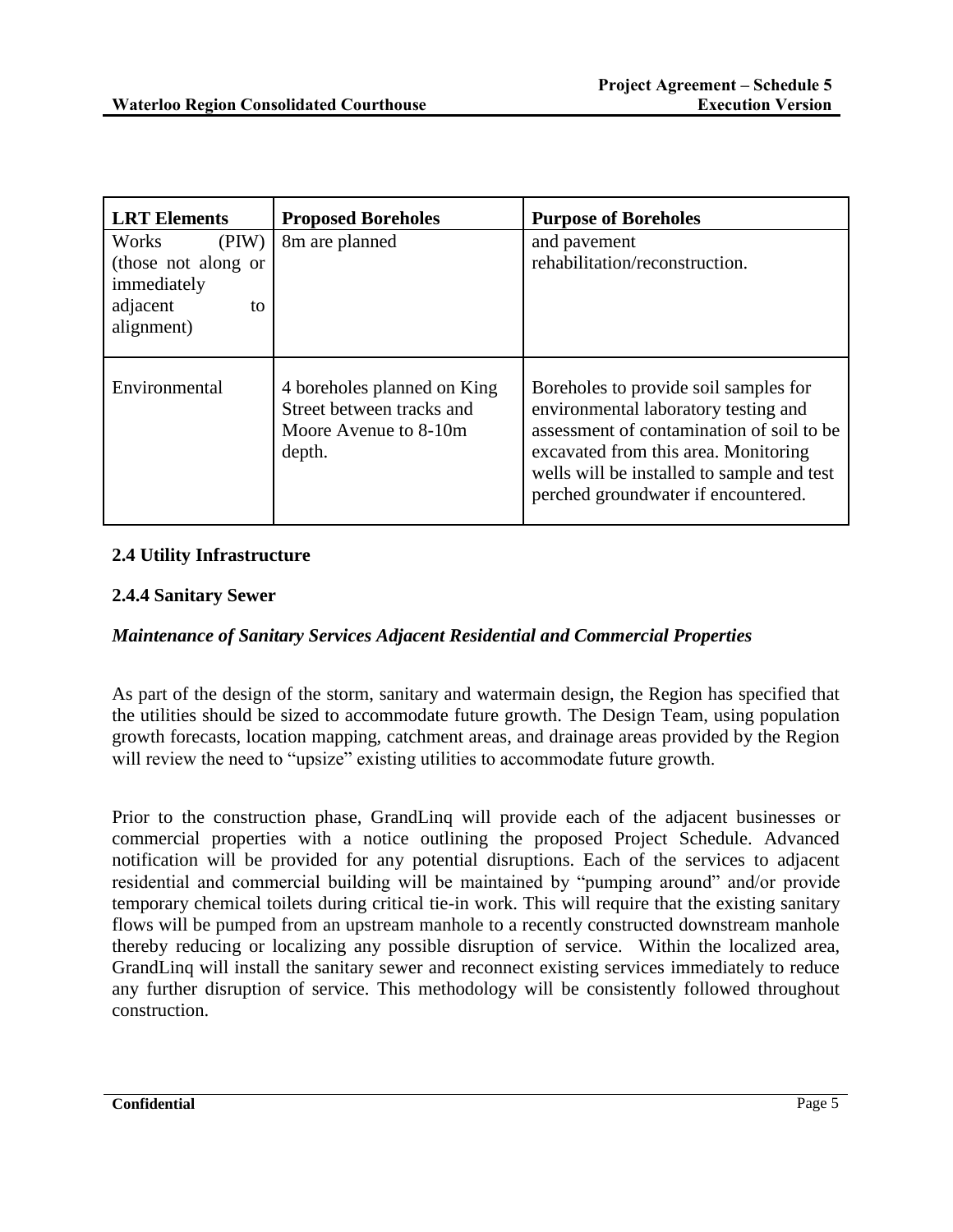| LRT Elements | Proposed Boreholes | Purpose of Boreholes |
|---|---|---|
| Works (PIW) (those not along or immediately adjacent to alignment) | 8m are planned | and pavement rehabilitation/reconstruction. |
| Environmental | 4 boreholes planned on King Street between tracks and Moore Avenue to 8-10m depth. | Boreholes to provide soil samples for environmental laboratory testing and assessment of contamination of soil to be excavated from this area. Monitoring wells will be installed to sample and test perched groundwater if encountered. |

## 2.4 Utility Infrastructure

### 2.4.4 Sanitary Sewer

***Maintenance of Sanitary Services Adjacent Residential and Commercial Properties***

As part of the design of the storm, sanitary and watermain design, the Region has specified that the utilities should be sized to accommodate future growth. The Design Team, using population growth forecasts, location mapping, catchment areas, and drainage areas provided by the Region will review the need to "upsize" existing utilities to accommodate future growth.

Prior to the construction phase, GrandLinq will provide each of the adjacent businesses or commercial properties with a notice outlining the proposed Project Schedule. Advanced notification will be provided for any potential disruptions. Each of the services to adjacent residential and commercial building will be maintained by "pumping around" and/or provide temporary chemical toilets during critical tie-in work. This will require that the existing sanitary flows will be pumped from an upstream manhole to a recently constructed downstream manhole thereby reducing or localizing any possible disruption of service. Within the localized area, GrandLinq will install the sanitary sewer and reconnect existing services immediately to reduce any further disruption of service. This methodology will be consistently followed throughout construction.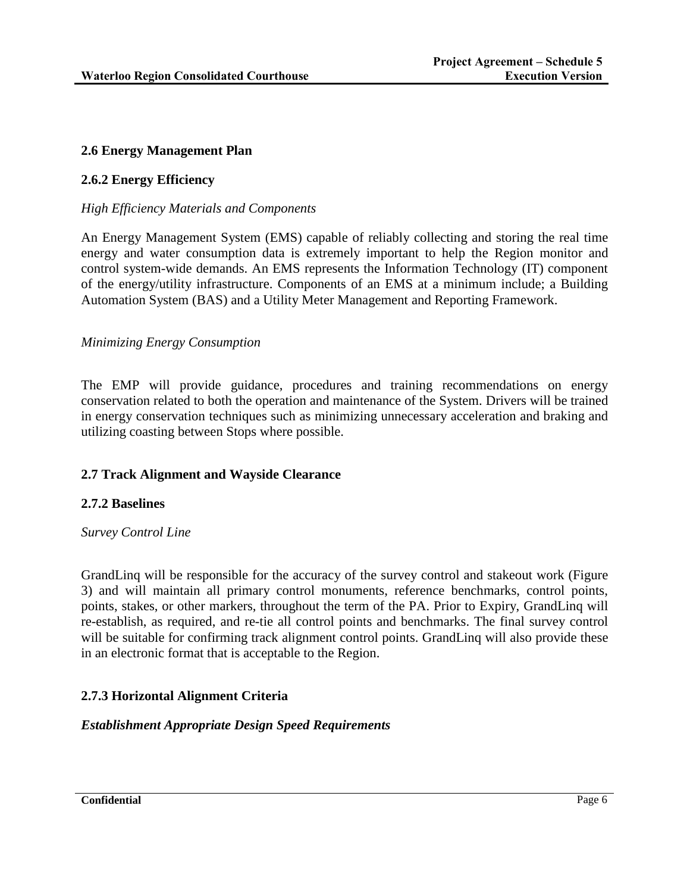## 2.6 Energy Management Plan

### 2.6.2 Energy Efficiency

*High Efficiency Materials and Components*

An Energy Management System (EMS) capable of reliably collecting and storing the real time energy and water consumption data is extremely important to help the Region monitor and control system-wide demands. An EMS represents the Information Technology (IT) component of the energy/utility infrastructure. Components of an EMS at a minimum include; a Building Automation System (BAS) and a Utility Meter Management and Reporting Framework.

*Minimizing Energy Consumption*

The EMP will provide guidance, procedures and training recommendations on energy conservation related to both the operation and maintenance of the System. Drivers will be trained in energy conservation techniques such as minimizing unnecessary acceleration and braking and utilizing coasting between Stops where possible.

## 2.7 Track Alignment and Wayside Clearance

### 2.7.2 Baselines

*Survey Control Line*

GrandLinq will be responsible for the accuracy of the survey control and stakeout work (Figure 3) and will maintain all primary control monuments, reference benchmarks, control points, points, stakes, or other markers, throughout the term of the PA. Prior to Expiry, GrandLinq will re-establish, as required, and re-tie all control points and benchmarks. The final survey control will be suitable for confirming track alignment control points. GrandLinq will also provide these in an electronic format that is acceptable to the Region.

### 2.7.3 Horizontal Alignment Criteria

***Establishment Appropriate Design Speed Requirements***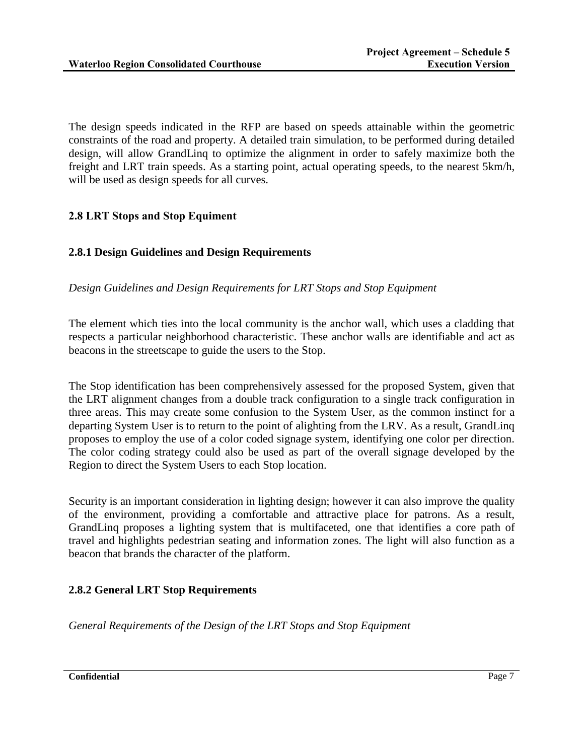The design speeds indicated in the RFP are based on speeds attainable within the geometric constraints of the road and property. A detailed train simulation, to be performed during detailed design, will allow GrandLinq to optimize the alignment in order to safely maximize both the freight and LRT train speeds. As a starting point, actual operating speeds, to the nearest 5km/h, will be used as design speeds for all curves.

## 2.8 LRT Stops and Stop Equiment

### 2.8.1 Design Guidelines and Design Requirements

*Design Guidelines and Design Requirements for LRT Stops and Stop Equipment*

The element which ties into the local community is the anchor wall, which uses a cladding that respects a particular neighborhood characteristic. These anchor walls are identifiable and act as beacons in the streetscape to guide the users to the Stop.

The Stop identification has been comprehensively assessed for the proposed System, given that the LRT alignment changes from a double track configuration to a single track configuration in three areas. This may create some confusion to the System User, as the common instinct for a departing System User is to return to the point of alighting from the LRV. As a result, GrandLinq proposes to employ the use of a color coded signage system, identifying one color per direction. The color coding strategy could also be used as part of the overall signage developed by the Region to direct the System Users to each Stop location.

Security is an important consideration in lighting design; however it can also improve the quality of the environment, providing a comfortable and attractive place for patrons. As a result, GrandLinq proposes a lighting system that is multifaceted, one that identifies a core path of travel and highlights pedestrian seating and information zones. The light will also function as a beacon that brands the character of the platform.

### 2.8.2 General LRT Stop Requirements

*General Requirements of the Design of the LRT Stops and Stop Equipment*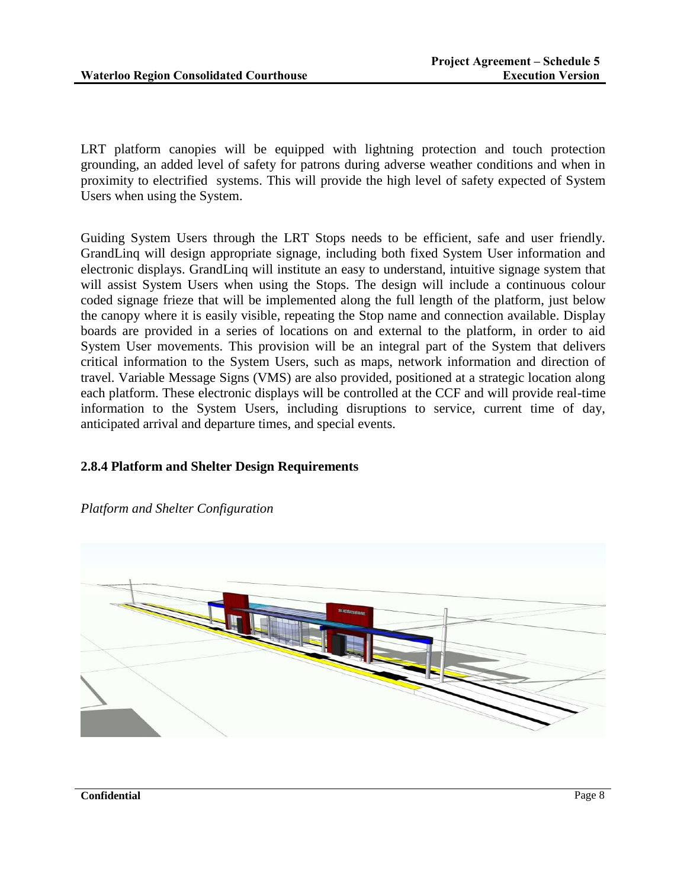LRT platform canopies will be equipped with lightning protection and touch protection grounding, an added level of safety for patrons during adverse weather conditions and when in proximity to electrified systems. This will provide the high level of safety expected of System Users when using the System.

Guiding System Users through the LRT Stops needs to be efficient, safe and user friendly. GrandLinq will design appropriate signage, including both fixed System User information and electronic displays. GrandLinq will institute an easy to understand, intuitive signage system that will assist System Users when using the Stops. The design will include a continuous colour coded signage frieze that will be implemented along the full length of the platform, just below the canopy where it is easily visible, repeating the Stop name and connection available. Display boards are provided in a series of locations on and external to the platform, in order to aid System User movements. This provision will be an integral part of the System that delivers critical information to the System Users, such as maps, network information and direction of travel. Variable Message Signs (VMS) are also provided, positioned at a strategic location along each platform. These electronic displays will be controlled at the CCF and will provide real-time information to the System Users, including disruptions to service, current time of day, anticipated arrival and departure times, and special events.

### 2.8.4 Platform and Shelter Design Requirements

*Platform and Shelter Configuration*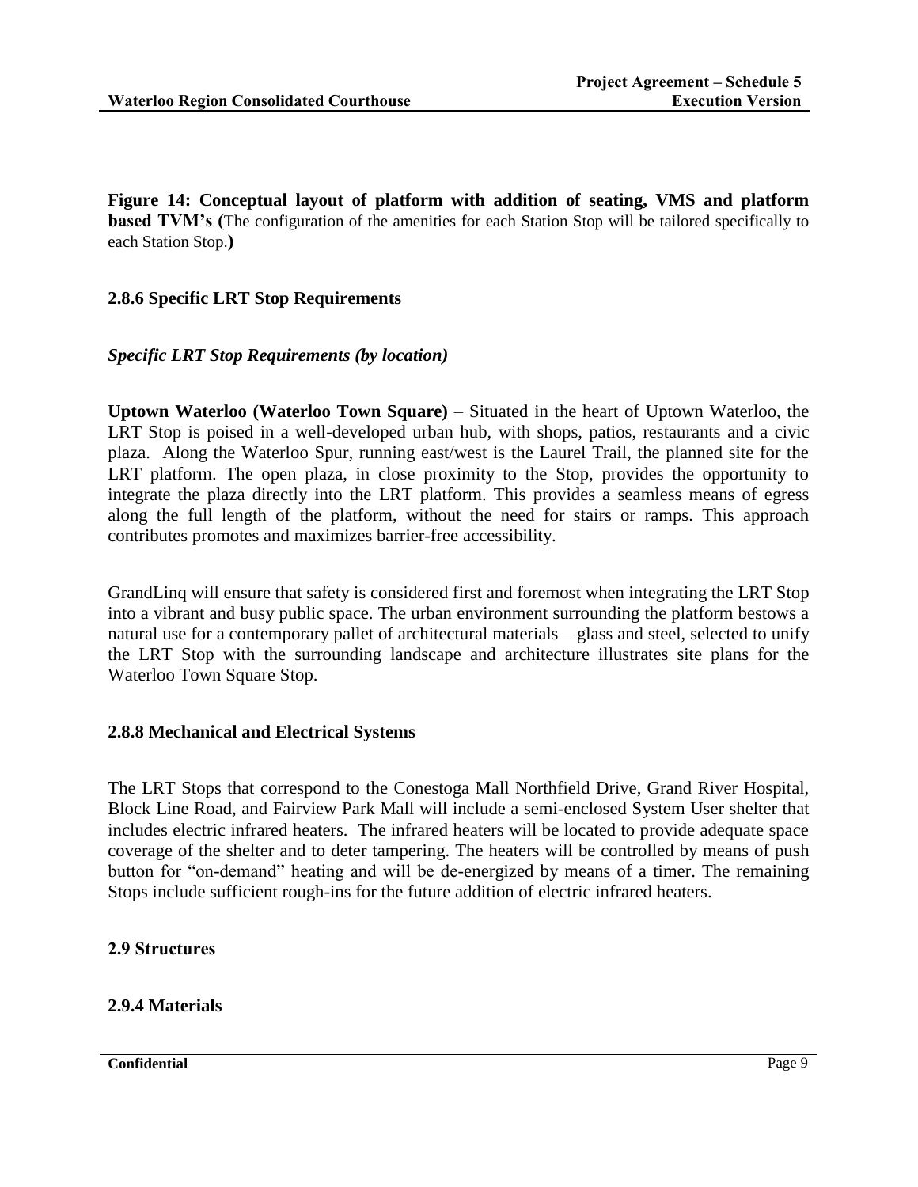**Figure 14: Conceptual layout of platform with addition of seating, VMS and platform based TVM's (**The configuration of the amenities for each Station Stop will be tailored specifically to each Station Stop.**)**

### 2.8.6 Specific LRT Stop Requirements

*Specific LRT Stop Requirements (by location)*

**Uptown Waterloo (Waterloo Town Square)** – Situated in the heart of Uptown Waterloo, the LRT Stop is poised in a well-developed urban hub, with shops, patios, restaurants and a civic plaza. Along the Waterloo Spur, running east/west is the Laurel Trail, the planned site for the LRT platform. The open plaza, in close proximity to the Stop, provides the opportunity to integrate the plaza directly into the LRT platform. This provides a seamless means of egress along the full length of the platform, without the need for stairs or ramps. This approach contributes promotes and maximizes barrier-free accessibility.

GrandLinq will ensure that safety is considered first and foremost when integrating the LRT Stop into a vibrant and busy public space. The urban environment surrounding the platform bestows a natural use for a contemporary pallet of architectural materials – glass and steel, selected to unify the LRT Stop with the surrounding landscape and architecture illustrates site plans for the Waterloo Town Square Stop.

### 2.8.8 Mechanical and Electrical Systems

The LRT Stops that correspond to the Conestoga Mall Northfield Drive, Grand River Hospital, Block Line Road, and Fairview Park Mall will include a semi-enclosed System User shelter that includes electric infrared heaters. The infrared heaters will be located to provide adequate space coverage of the shelter and to deter tampering. The heaters will be controlled by means of push button for "on-demand" heating and will be de-energized by means of a timer. The remaining Stops include sufficient rough-ins for the future addition of electric infrared heaters.

## 2.9 Structures

### 2.9.4 Materials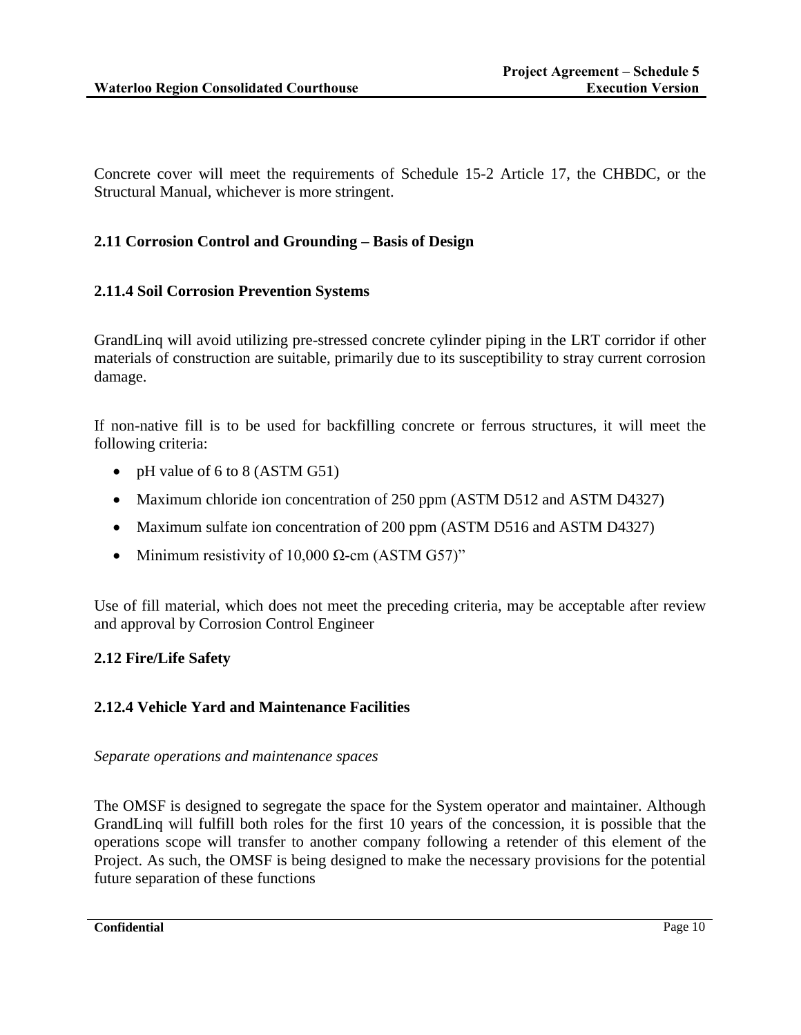Concrete cover will meet the requirements of Schedule 15-2 Article 17, the CHBDC, or the Structural Manual, whichever is more stringent.

## 2.11 Corrosion Control and Grounding – Basis of Design

### 2.11.4 Soil Corrosion Prevention Systems

GrandLinq will avoid utilizing pre-stressed concrete cylinder piping in the LRT corridor if other materials of construction are suitable, primarily due to its susceptibility to stray current corrosion damage.

If non-native fill is to be used for backfilling concrete or ferrous structures, it will meet the following criteria:

- pH value of 6 to 8 (ASTM G51)
- Maximum chloride ion concentration of 250 ppm (ASTM D512 and ASTM D4327)
- Maximum sulfate ion concentration of 200 ppm (ASTM D516 and ASTM D4327)
- Minimum resistivity of 10,000 Ω-cm (ASTM G57)"

Use of fill material, which does not meet the preceding criteria, may be acceptable after review and approval by Corrosion Control Engineer

## 2.12 Fire/Life Safety

### 2.12.4 Vehicle Yard and Maintenance Facilities

*Separate operations and maintenance spaces*

The OMSF is designed to segregate the space for the System operator and maintainer. Although GrandLinq will fulfill both roles for the first 10 years of the concession, it is possible that the operations scope will transfer to another company following a retender of this element of the Project. As such, the OMSF is being designed to make the necessary provisions for the potential future separation of these functions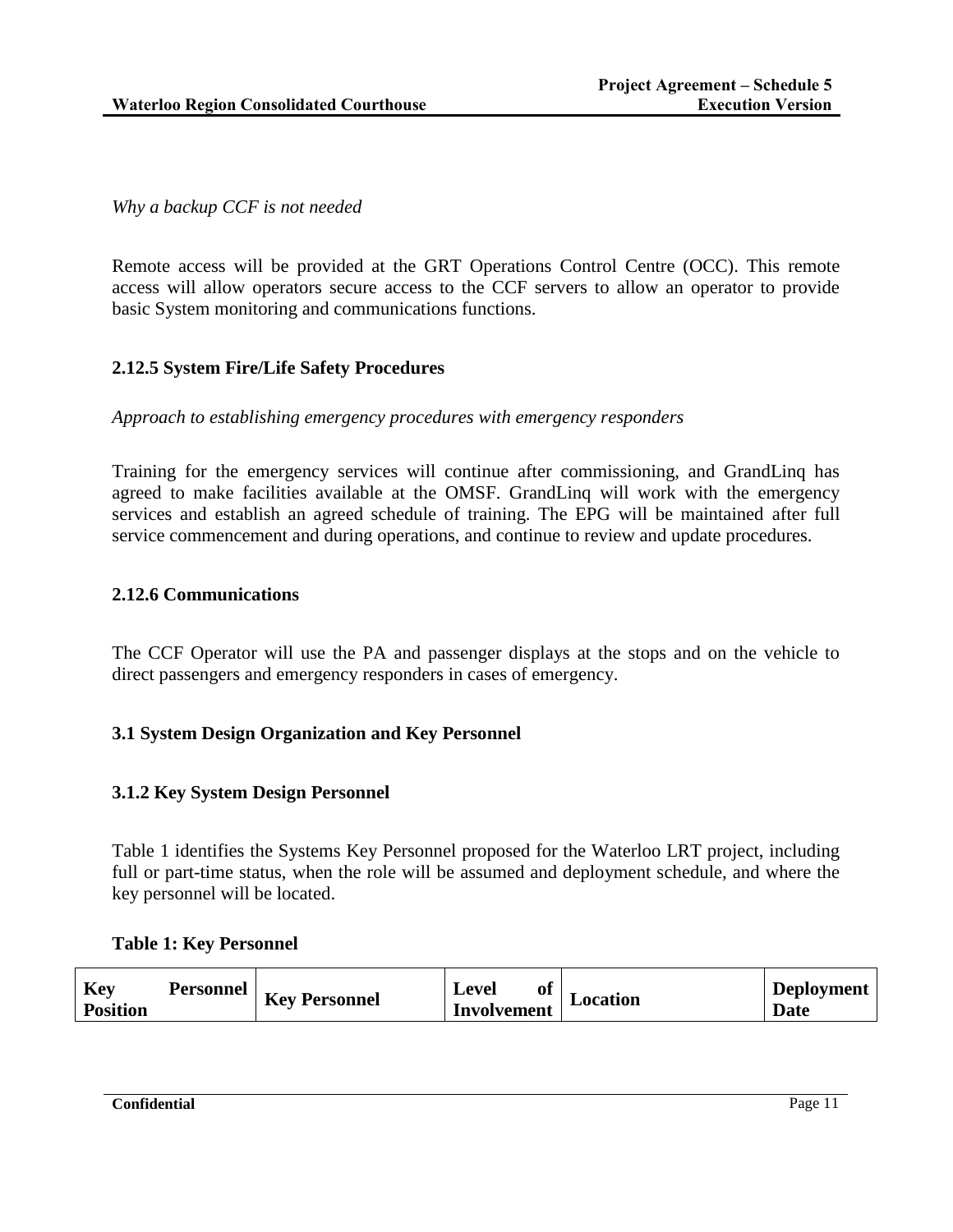*Why a backup CCF is not needed*

Remote access will be provided at the GRT Operations Control Centre (OCC). This remote access will allow operators secure access to the CCF servers to allow an operator to provide basic System monitoring and communications functions.

### 2.12.5 System Fire/Life Safety Procedures

*Approach to establishing emergency procedures with emergency responders*

Training for the emergency services will continue after commissioning, and GrandLinq has agreed to make facilities available at the OMSF. GrandLinq will work with the emergency services and establish an agreed schedule of training. The EPG will be maintained after full service commencement and during operations, and continue to review and update procedures.

### 2.12.6 Communications

The CCF Operator will use the PA and passenger displays at the stops and on the vehicle to direct passengers and emergency responders in cases of emergency.

## 3.1 System Design Organization and Key Personnel

### 3.1.2 Key System Design Personnel

Table 1 identifies the Systems Key Personnel proposed for the Waterloo LRT project, including full or part-time status, when the role will be assumed and deployment schedule, and where the key personnel will be located.

**Table 1: Key Personnel**

| Key Personnel Position | Key Personnel | Level of Involvement | Location | Deployment Date |
|---|---|---|---|---|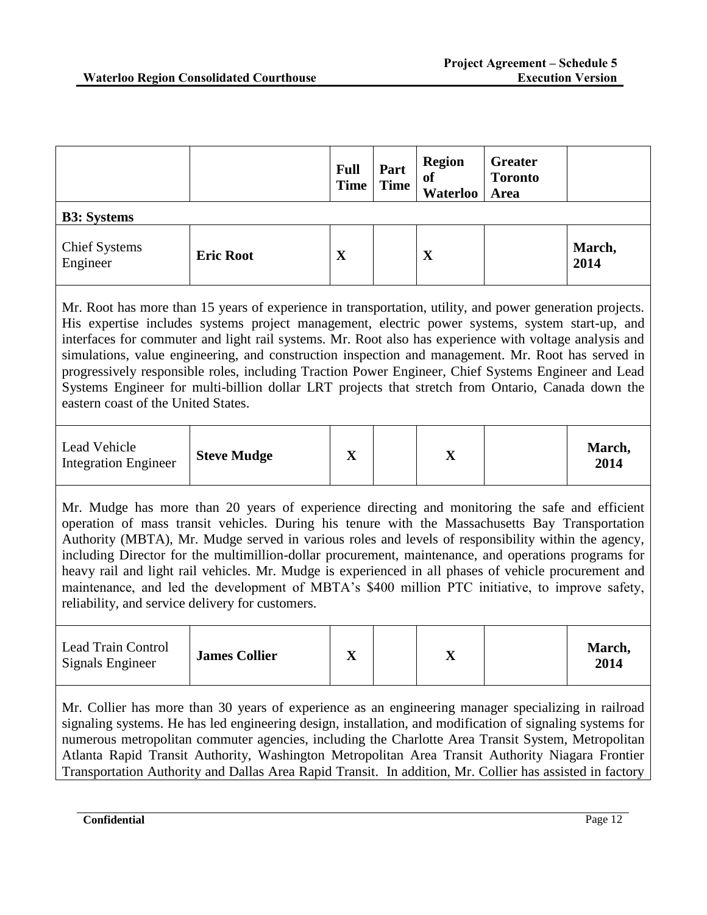| | | Full Time | Part Time | Region of Waterloo | Greater Toronto Area | |
|---|---|---|---|---|---|---|
| **B3: Systems** | | | | | | |
| Chief Systems Engineer | **Eric Root** | **X** | | **X** | | **March, 2014** |
| Mr. Root has more than 15 years of experience in transportation, utility, and power generation projects. His expertise includes systems project management, electric power systems, system start-up, and interfaces for commuter and light rail systems. Mr. Root also has experience with voltage analysis and simulations, value engineering, and construction inspection and management. Mr. Root has served in progressively responsible roles, including Traction Power Engineer, Chief Systems Engineer and Lead Systems Engineer for multi-billion dollar LRT projects that stretch from Ontario, Canada down the eastern coast of the United States. | | | | | | |
| Lead Vehicle Integration Engineer | **Steve Mudge** | **X** | | **X** | | **March, 2014** |
| Mr. Mudge has more than 20 years of experience directing and monitoring the safe and efficient operation of mass transit vehicles. During his tenure with the Massachusetts Bay Transportation Authority (MBTA), Mr. Mudge served in various roles and levels of responsibility within the agency, including Director for the multimillion-dollar procurement, maintenance, and operations programs for heavy rail and light rail vehicles. Mr. Mudge is experienced in all phases of vehicle procurement and maintenance, and led the development of MBTA's $400 million PTC initiative, to improve safety, reliability, and service delivery for customers. | | | | | | |
| Lead Train Control Signals Engineer | **James Collier** | **X** | | **X** | | **March, 2014** |
| Mr. Collier has more than 30 years of experience as an engineering manager specializing in railroad signaling systems. He has led engineering design, installation, and modification of signaling systems for numerous metropolitan commuter agencies, including the Charlotte Area Transit System, Metropolitan Atlanta Rapid Transit Authority, Washington Metropolitan Area Transit Authority Niagara Frontier Transportation Authority and Dallas Area Rapid Transit. In addition, Mr. Collier has assisted in factory | | | | | | |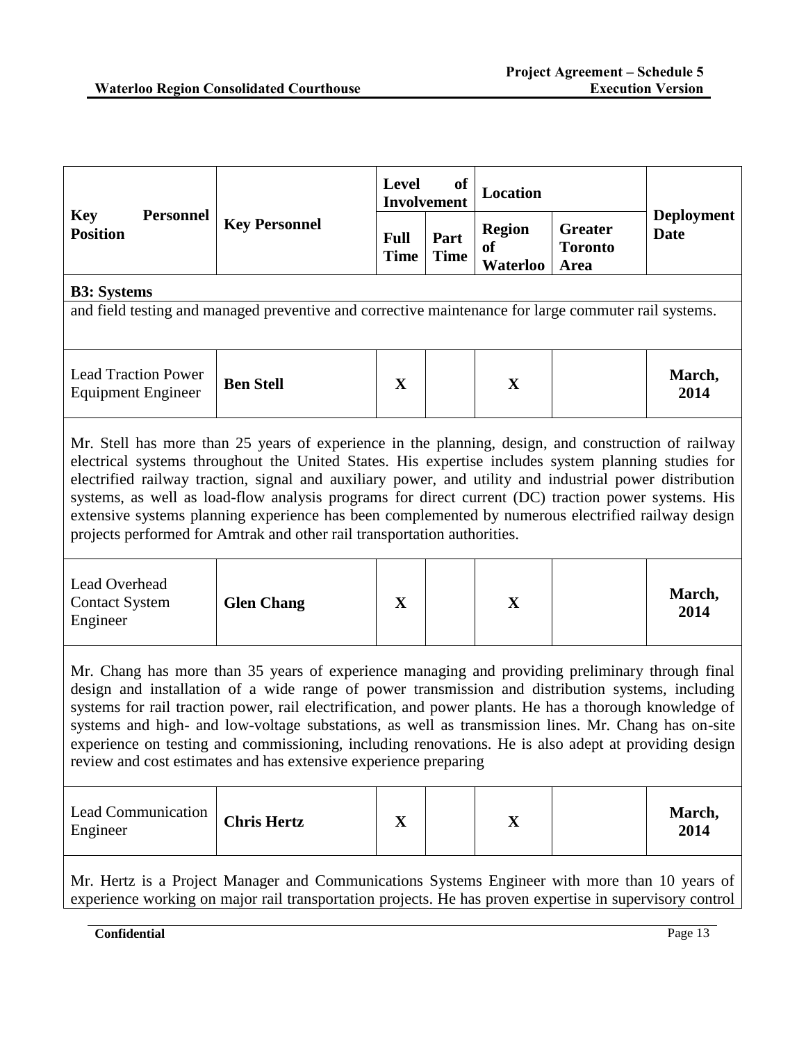| Key Personnel Position | Key Personnel | Level of Involvement | | Location | | Deployment Date |
|---|---|---|---|---|---|---|
| | | Full Time | Part Time | Region of Waterloo | Greater Toronto Area | |
| **B3: Systems** | | | | | | |
| and field testing and managed preventive and corrective maintenance for large commuter rail systems. | | | | | | |
| Lead Traction Power Equipment Engineer | **Ben Stell** | **X** | | **X** | | **March, 2014** |
| Mr. Stell has more than 25 years of experience in the planning, design, and construction of railway electrical systems throughout the United States. His expertise includes system planning studies for electrified railway traction, signal and auxiliary power, and utility and industrial power distribution systems, as well as load-flow analysis programs for direct current (DC) traction power systems. His extensive systems planning experience has been complemented by numerous electrified railway design projects performed for Amtrak and other rail transportation authorities. | | | | | | |
| Lead Overhead Contact System Engineer | **Glen Chang** | **X** | | **X** | | **March, 2014** |
| Mr. Chang has more than 35 years of experience managing and providing preliminary through final design and installation of a wide range of power transmission and distribution systems, including systems for rail traction power, rail electrification, and power plants. He has a thorough knowledge of systems and high- and low-voltage substations, as well as transmission lines. Mr. Chang has on-site experience on testing and commissioning, including renovations. He is also adept at providing design review and cost estimates and has extensive experience preparing | | | | | | |
| Lead Communication Engineer | **Chris Hertz** | **X** | | **X** | | **March, 2014** |
| Mr. Hertz is a Project Manager and Communications Systems Engineer with more than 10 years of experience working on major rail transportation projects. He has proven expertise in supervisory control | | | | | | |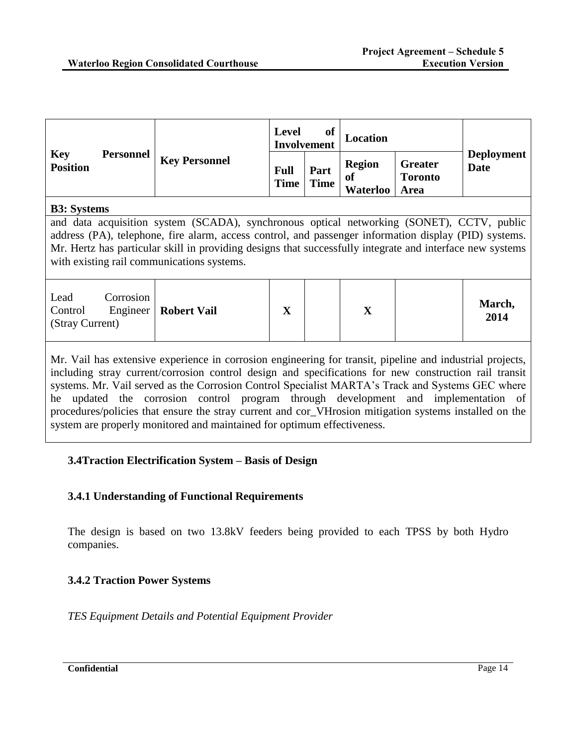| Key Personnel Position | Key Personnel | Level of Involvement | | Location | | Deployment Date |
|---|---|---|---|---|---|---|
| | | Full Time | Part Time | Region of Waterloo | Greater Toronto Area | |
| **B3: Systems** | | | | | | |
| and data acquisition system (SCADA), synchronous optical networking (SONET), CCTV, public address (PA), telephone, fire alarm, access control, and passenger information display (PID) systems. Mr. Hertz has particular skill in providing designs that successfully integrate and interface new systems with existing rail communications systems. | | | | | | |
| Lead Corrosion Control Engineer (Stray Current) | **Robert Vail** | **X** | | **X** | | **March, 2014** |
| Mr. Vail has extensive experience in corrosion engineering for transit, pipeline and industrial projects, including stray current/corrosion control design and specifications for new construction rail transit systems. Mr. Vail served as the Corrosion Control Specialist MARTA's Track and Systems GEC where he updated the corrosion control program through development and implementation of procedures/policies that ensure the stray current and cor_VHrosion mitigation systems installed on the system are properly monitored and maintained for optimum effectiveness. | | | | | | |

### 3.4Traction Electrification System – Basis of Design

#### 3.4.1 Understanding of Functional Requirements

The design is based on two 13.8kV feeders being provided to each TPSS by both Hydro companies.

#### 3.4.2 Traction Power Systems

*TES Equipment Details and Potential Equipment Provider*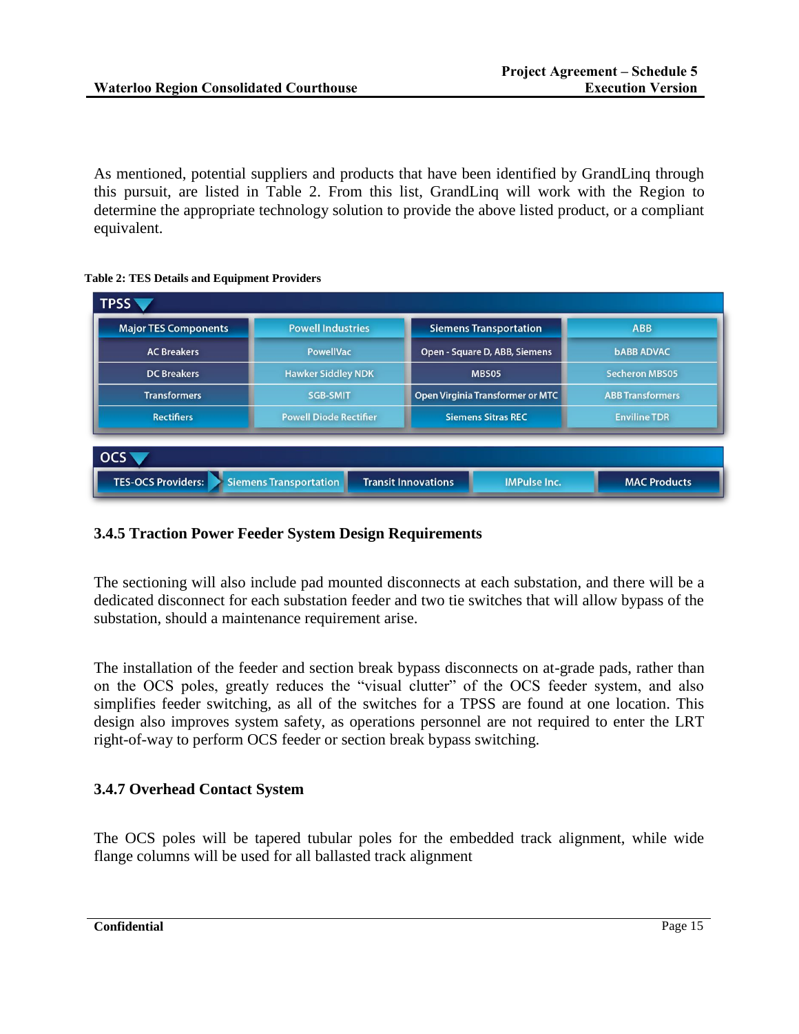As mentioned, potential suppliers and products that have been identified by GrandLinq through this pursuit, are listed in Table 2. From this list, GrandLinq will work with the Region to determine the appropriate technology solution to provide the above listed product, or a compliant equivalent.

**Table 2: TES Details and Equipment Providers**

**TPSS**

| Major TES Components | Powell Industries | Siemens Transportation | ABB |
|---|---|---|---|
| AC Breakers | PowellVac | Open - Square D, ABB, Siemens | bABB ADVAC |
| DC Breakers | Hawker Siddley NDK | MBS05 | Secheron MBS05 |
| Transformers | SGB-SMIT | Open Virginia Transformer or MTC | ABB Transformers |
| Rectifiers | Powell Diode Rectifier | Siemens Sitras REC | Enviline TDR |

**OCS**

| TES-OCS Providers: | Siemens Transportation | Transit Innovations | IMPulse Inc. | MAC Products |
|---|---|---|---|---|

### 3.4.5 Traction Power Feeder System Design Requirements

The sectioning will also include pad mounted disconnects at each substation, and there will be a dedicated disconnect for each substation feeder and two tie switches that will allow bypass of the substation, should a maintenance requirement arise.

The installation of the feeder and section break bypass disconnects on at-grade pads, rather than on the OCS poles, greatly reduces the "visual clutter" of the OCS feeder system, and also simplifies feeder switching, as all of the switches for a TPSS are found at one location. This design also improves system safety, as operations personnel are not required to enter the LRT right-of-way to perform OCS feeder or section break bypass switching.

### 3.4.7 Overhead Contact System

The OCS poles will be tapered tubular poles for the embedded track alignment, while wide flange columns will be used for all ballasted track alignment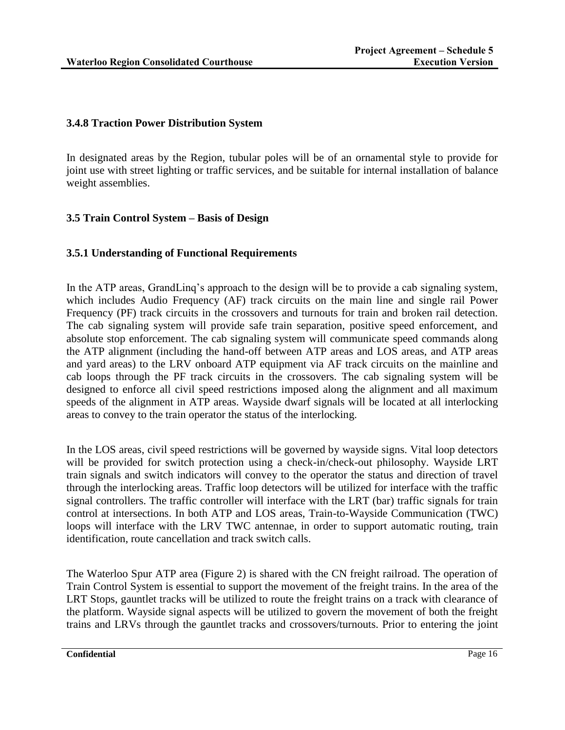### 3.4.8 Traction Power Distribution System

In designated areas by the Region, tubular poles will be of an ornamental style to provide for joint use with street lighting or traffic services, and be suitable for internal installation of balance weight assemblies.

## 3.5 Train Control System – Basis of Design

### 3.5.1 Understanding of Functional Requirements

In the ATP areas, GrandLinq's approach to the design will be to provide a cab signaling system, which includes Audio Frequency (AF) track circuits on the main line and single rail Power Frequency (PF) track circuits in the crossovers and turnouts for train and broken rail detection. The cab signaling system will provide safe train separation, positive speed enforcement, and absolute stop enforcement. The cab signaling system will communicate speed commands along the ATP alignment (including the hand-off between ATP areas and LOS areas, and ATP areas and yard areas) to the LRV onboard ATP equipment via AF track circuits on the mainline and cab loops through the PF track circuits in the crossovers. The cab signaling system will be designed to enforce all civil speed restrictions imposed along the alignment and all maximum speeds of the alignment in ATP areas. Wayside dwarf signals will be located at all interlocking areas to convey to the train operator the status of the interlocking.

In the LOS areas, civil speed restrictions will be governed by wayside signs. Vital loop detectors will be provided for switch protection using a check-in/check-out philosophy. Wayside LRT train signals and switch indicators will convey to the operator the status and direction of travel through the interlocking areas. Traffic loop detectors will be utilized for interface with the traffic signal controllers. The traffic controller will interface with the LRT (bar) traffic signals for train control at intersections. In both ATP and LOS areas, Train-to-Wayside Communication (TWC) loops will interface with the LRV TWC antennae, in order to support automatic routing, train identification, route cancellation and track switch calls.

The Waterloo Spur ATP area (Figure 2) is shared with the CN freight railroad. The operation of Train Control System is essential to support the movement of the freight trains. In the area of the LRT Stops, gauntlet tracks will be utilized to route the freight trains on a track with clearance of the platform. Wayside signal aspects will be utilized to govern the movement of both the freight trains and LRVs through the gauntlet tracks and crossovers/turnouts. Prior to entering the joint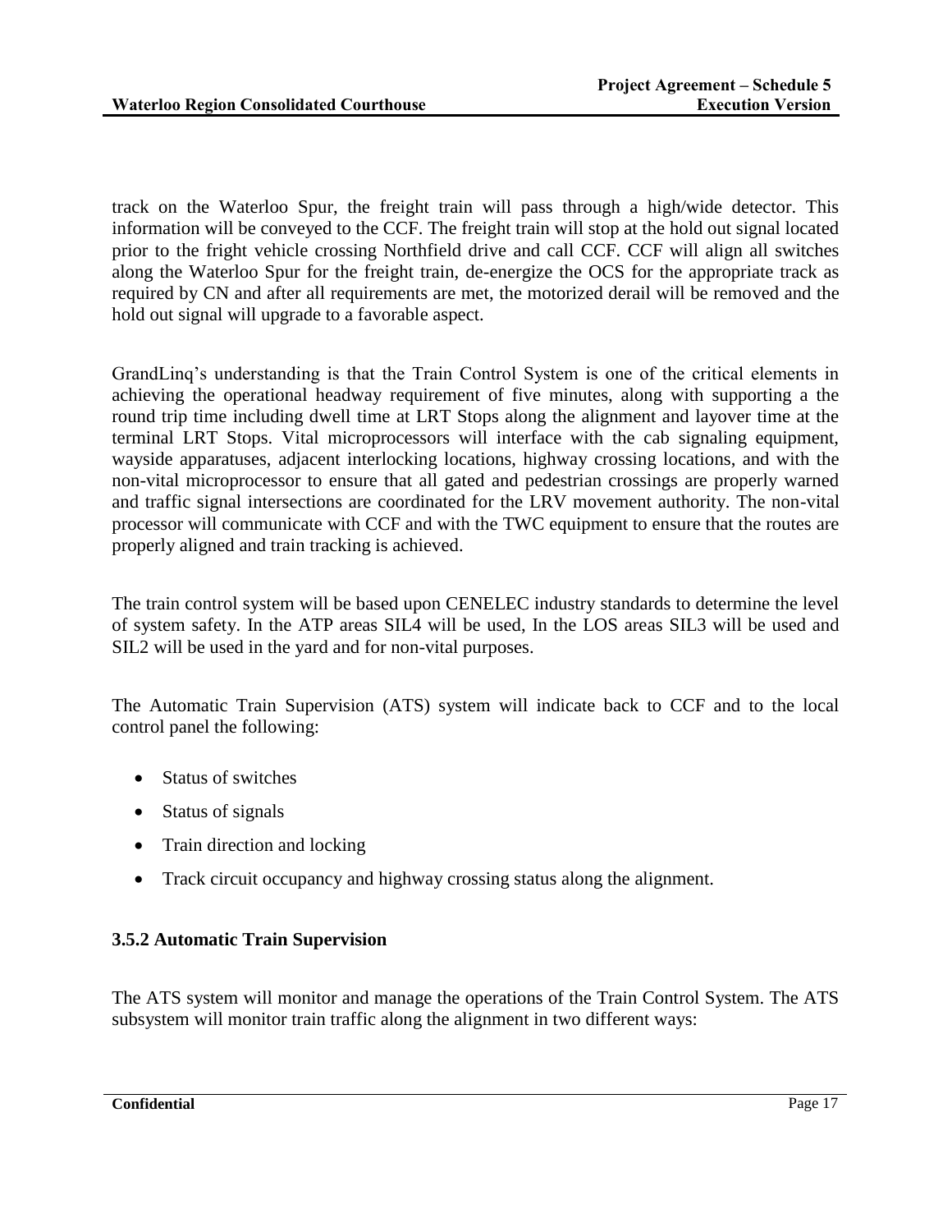track on the Waterloo Spur, the freight train will pass through a high/wide detector. This information will be conveyed to the CCF. The freight train will stop at the hold out signal located prior to the fright vehicle crossing Northfield drive and call CCF. CCF will align all switches along the Waterloo Spur for the freight train, de-energize the OCS for the appropriate track as required by CN and after all requirements are met, the motorized derail will be removed and the hold out signal will upgrade to a favorable aspect.

GrandLinq's understanding is that the Train Control System is one of the critical elements in achieving the operational headway requirement of five minutes, along with supporting a the round trip time including dwell time at LRT Stops along the alignment and layover time at the terminal LRT Stops. Vital microprocessors will interface with the cab signaling equipment, wayside apparatuses, adjacent interlocking locations, highway crossing locations, and with the non-vital microprocessor to ensure that all gated and pedestrian crossings are properly warned and traffic signal intersections are coordinated for the LRV movement authority. The non-vital processor will communicate with CCF and with the TWC equipment to ensure that the routes are properly aligned and train tracking is achieved.

The train control system will be based upon CENELEC industry standards to determine the level of system safety. In the ATP areas SIL4 will be used, In the LOS areas SIL3 will be used and SIL2 will be used in the yard and for non-vital purposes.

The Automatic Train Supervision (ATS) system will indicate back to CCF and to the local control panel the following:

- Status of switches
- Status of signals
- Train direction and locking
- Track circuit occupancy and highway crossing status along the alignment.

### 3.5.2 Automatic Train Supervision

The ATS system will monitor and manage the operations of the Train Control System. The ATS subsystem will monitor train traffic along the alignment in two different ways: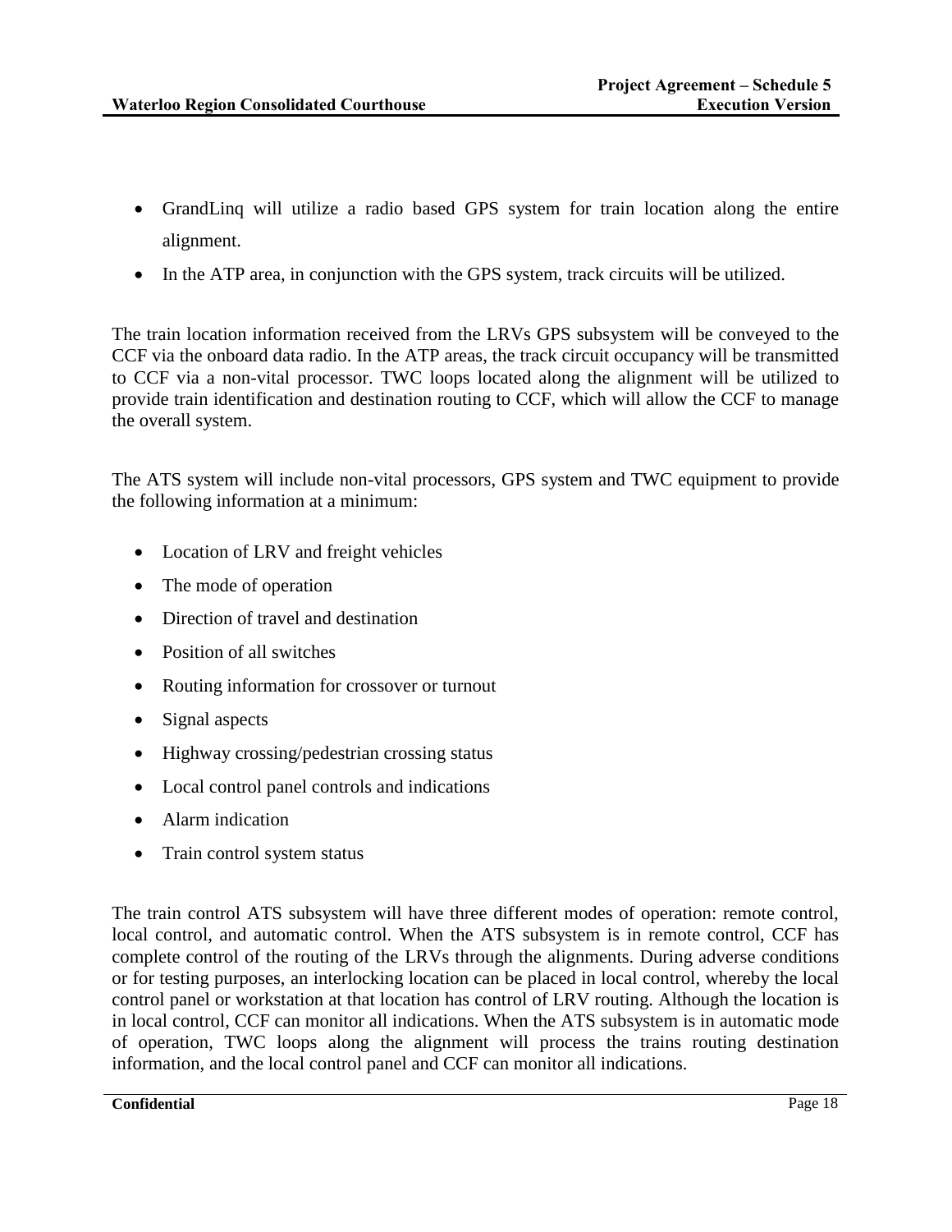- GrandLinq will utilize a radio based GPS system for train location along the entire alignment.
- In the ATP area, in conjunction with the GPS system, track circuits will be utilized.

The train location information received from the LRVs GPS subsystem will be conveyed to the CCF via the onboard data radio. In the ATP areas, the track circuit occupancy will be transmitted to CCF via a non-vital processor. TWC loops located along the alignment will be utilized to provide train identification and destination routing to CCF, which will allow the CCF to manage the overall system.

The ATS system will include non-vital processors, GPS system and TWC equipment to provide the following information at a minimum:

- Location of LRV and freight vehicles
- The mode of operation
- Direction of travel and destination
- Position of all switches
- Routing information for crossover or turnout
- Signal aspects
- Highway crossing/pedestrian crossing status
- Local control panel controls and indications
- Alarm indication
- Train control system status

The train control ATS subsystem will have three different modes of operation: remote control, local control, and automatic control. When the ATS subsystem is in remote control, CCF has complete control of the routing of the LRVs through the alignments. During adverse conditions or for testing purposes, an interlocking location can be placed in local control, whereby the local control panel or workstation at that location has control of LRV routing. Although the location is in local control, CCF can monitor all indications. When the ATS subsystem is in automatic mode of operation, TWC loops along the alignment will process the trains routing destination information, and the local control panel and CCF can monitor all indications.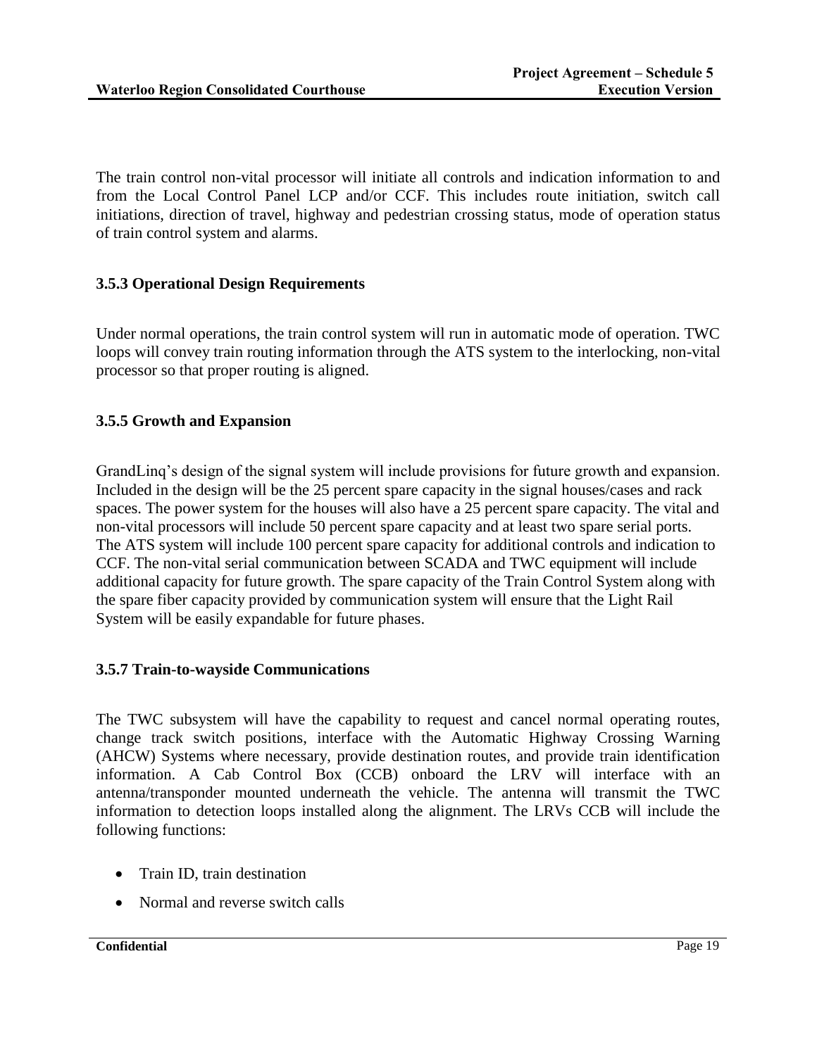The train control non-vital processor will initiate all controls and indication information to and from the Local Control Panel LCP and/or CCF. This includes route initiation, switch call initiations, direction of travel, highway and pedestrian crossing status, mode of operation status of train control system and alarms.

### 3.5.3 Operational Design Requirements

Under normal operations, the train control system will run in automatic mode of operation. TWC loops will convey train routing information through the ATS system to the interlocking, non-vital processor so that proper routing is aligned.

### 3.5.5 Growth and Expansion

GrandLinq's design of the signal system will include provisions for future growth and expansion. Included in the design will be the 25 percent spare capacity in the signal houses/cases and rack spaces. The power system for the houses will also have a 25 percent spare capacity. The vital and non-vital processors will include 50 percent spare capacity and at least two spare serial ports. The ATS system will include 100 percent spare capacity for additional controls and indication to CCF. The non-vital serial communication between SCADA and TWC equipment will include additional capacity for future growth. The spare capacity of the Train Control System along with the spare fiber capacity provided by communication system will ensure that the Light Rail System will be easily expandable for future phases.

### 3.5.7 Train-to-wayside Communications

The TWC subsystem will have the capability to request and cancel normal operating routes, change track switch positions, interface with the Automatic Highway Crossing Warning (AHCW) Systems where necessary, provide destination routes, and provide train identification information. A Cab Control Box (CCB) onboard the LRV will interface with an antenna/transponder mounted underneath the vehicle. The antenna will transmit the TWC information to detection loops installed along the alignment. The LRVs CCB will include the following functions:

- Train ID, train destination
- Normal and reverse switch calls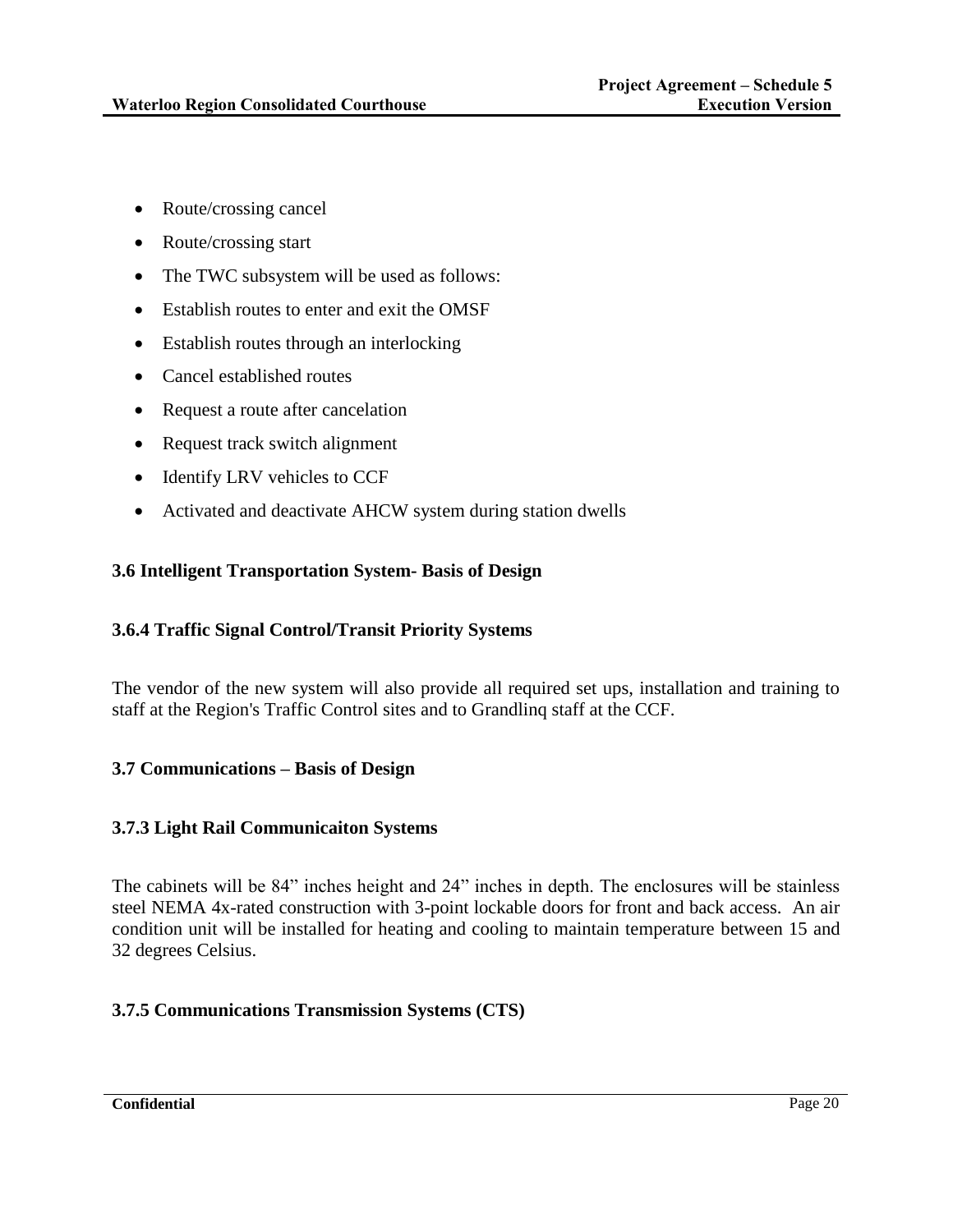- Route/crossing cancel
- Route/crossing start
- The TWC subsystem will be used as follows:
- Establish routes to enter and exit the OMSF
- Establish routes through an interlocking
- Cancel established routes
- Request a route after cancelation
- Request track switch alignment
- Identify LRV vehicles to CCF
- Activated and deactivate AHCW system during station dwells

### 3.6 Intelligent Transportation System- Basis of Design

### 3.6.4 Traffic Signal Control/Transit Priority Systems

The vendor of the new system will also provide all required set ups, installation and training to staff at the Region's Traffic Control sites and to Grandlinq staff at the CCF.

### 3.7 Communications – Basis of Design

### 3.7.3 Light Rail Communicaiton Systems

The cabinets will be 84" inches height and 24" inches in depth. The enclosures will be stainless steel NEMA 4x-rated construction with 3-point lockable doors for front and back access. An air condition unit will be installed for heating and cooling to maintain temperature between 15 and 32 degrees Celsius.

### 3.7.5 Communications Transmission Systems (CTS)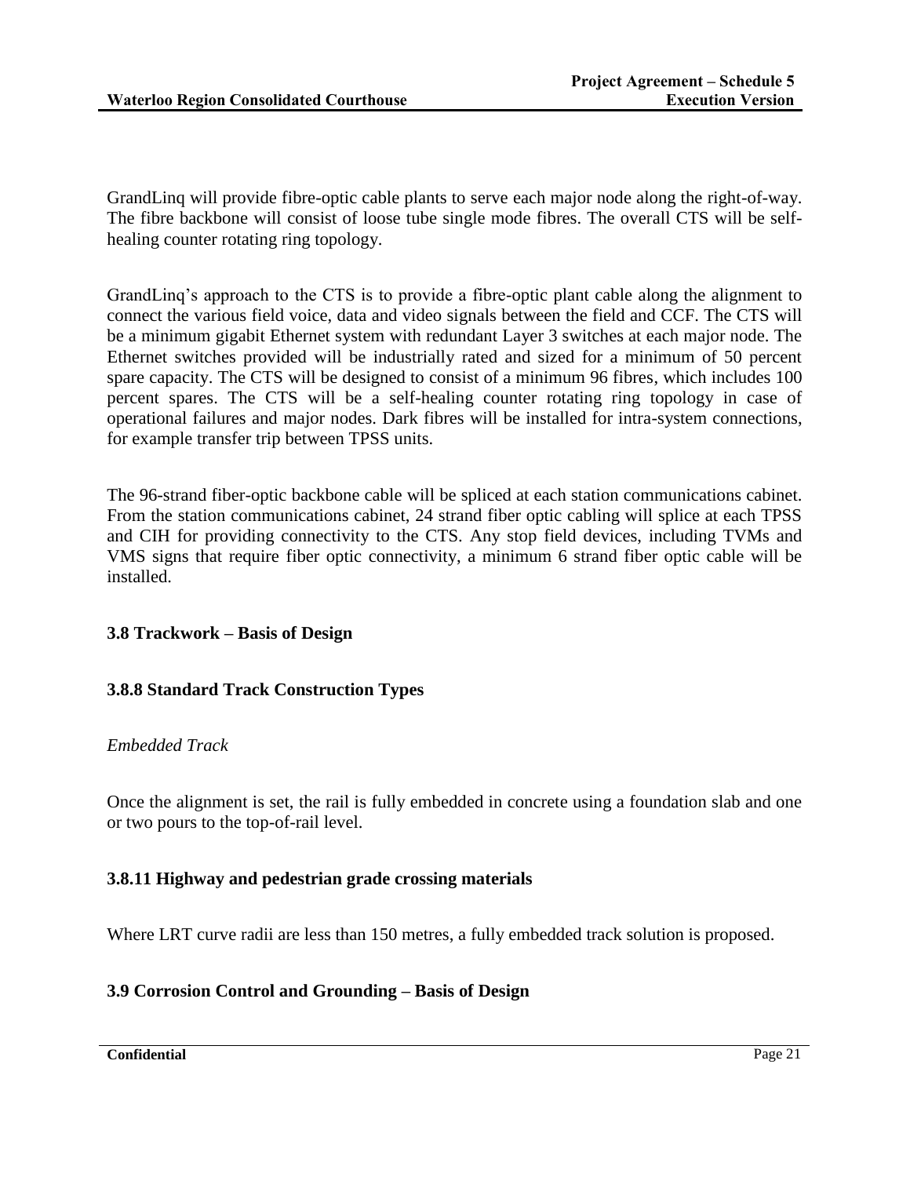GrandLinq will provide fibre-optic cable plants to serve each major node along the right-of-way. The fibre backbone will consist of loose tube single mode fibres. The overall CTS will be self-healing counter rotating ring topology.

GrandLinq's approach to the CTS is to provide a fibre-optic plant cable along the alignment to connect the various field voice, data and video signals between the field and CCF. The CTS will be a minimum gigabit Ethernet system with redundant Layer 3 switches at each major node. The Ethernet switches provided will be industrially rated and sized for a minimum of 50 percent spare capacity. The CTS will be designed to consist of a minimum 96 fibres, which includes 100 percent spares. The CTS will be a self-healing counter rotating ring topology in case of operational failures and major nodes. Dark fibres will be installed for intra-system connections, for example transfer trip between TPSS units.

The 96-strand fiber-optic backbone cable will be spliced at each station communications cabinet. From the station communications cabinet, 24 strand fiber optic cabling will splice at each TPSS and CIH for providing connectivity to the CTS. Any stop field devices, including TVMs and VMS signs that require fiber optic connectivity, a minimum 6 strand fiber optic cable will be installed.

### 3.8 Trackwork – Basis of Design

#### 3.8.8 Standard Track Construction Types

*Embedded Track*

Once the alignment is set, the rail is fully embedded in concrete using a foundation slab and one or two pours to the top-of-rail level.

#### 3.8.11 Highway and pedestrian grade crossing materials

Where LRT curve radii are less than 150 metres, a fully embedded track solution is proposed.

### 3.9 Corrosion Control and Grounding – Basis of Design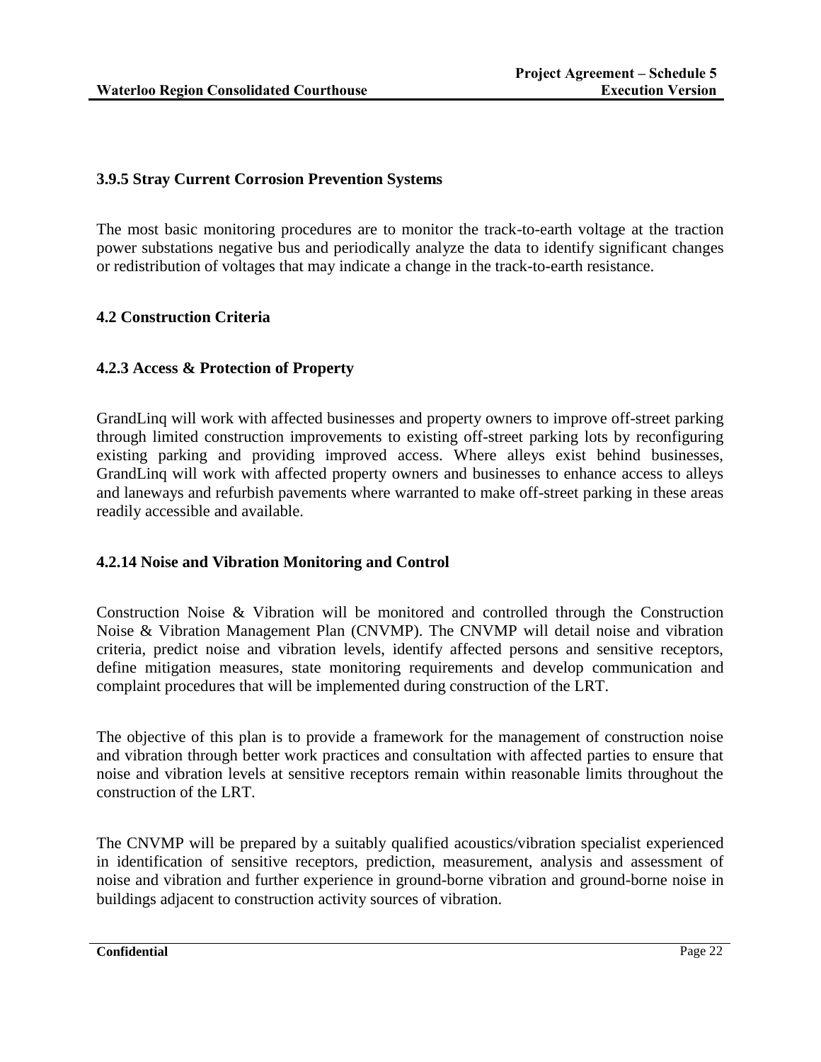### 3.9.5 Stray Current Corrosion Prevention Systems

The most basic monitoring procedures are to monitor the track-to-earth voltage at the traction power substations negative bus and periodically analyze the data to identify significant changes or redistribution of voltages that may indicate a change in the track-to-earth resistance.

## 4.2 Construction Criteria

### 4.2.3 Access & Protection of Property

GrandLinq will work with affected businesses and property owners to improve off-street parking through limited construction improvements to existing off-street parking lots by reconfiguring existing parking and providing improved access. Where alleys exist behind businesses, GrandLinq will work with affected property owners and businesses to enhance access to alleys and laneways and refurbish pavements where warranted to make off-street parking in these areas readily accessible and available.

### 4.2.14 Noise and Vibration Monitoring and Control

Construction Noise & Vibration will be monitored and controlled through the Construction Noise & Vibration Management Plan (CNVMP). The CNVMP will detail noise and vibration criteria, predict noise and vibration levels, identify affected persons and sensitive receptors, define mitigation measures, state monitoring requirements and develop communication and complaint procedures that will be implemented during construction of the LRT.

The objective of this plan is to provide a framework for the management of construction noise and vibration through better work practices and consultation with affected parties to ensure that noise and vibration levels at sensitive receptors remain within reasonable limits throughout the construction of the LRT.

The CNVMP will be prepared by a suitably qualified acoustics/vibration specialist experienced in identification of sensitive receptors, prediction, measurement, analysis and assessment of noise and vibration and further experience in ground-borne vibration and ground-borne noise in buildings adjacent to construction activity sources of vibration.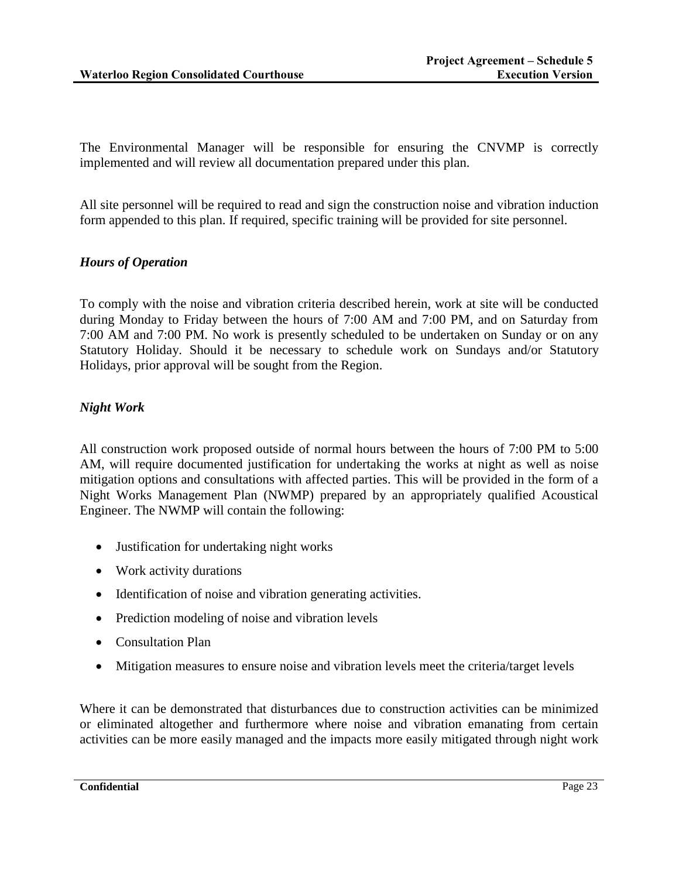The Environmental Manager will be responsible for ensuring the CNVMP is correctly implemented and will review all documentation prepared under this plan.

All site personnel will be required to read and sign the construction noise and vibration induction form appended to this plan. If required, specific training will be provided for site personnel.

### *Hours of Operation*

To comply with the noise and vibration criteria described herein, work at site will be conducted during Monday to Friday between the hours of 7:00 AM and 7:00 PM, and on Saturday from 7:00 AM and 7:00 PM. No work is presently scheduled to be undertaken on Sunday or on any Statutory Holiday. Should it be necessary to schedule work on Sundays and/or Statutory Holidays, prior approval will be sought from the Region.

### *Night Work*

All construction work proposed outside of normal hours between the hours of 7:00 PM to 5:00 AM, will require documented justification for undertaking the works at night as well as noise mitigation options and consultations with affected parties. This will be provided in the form of a Night Works Management Plan (NWMP) prepared by an appropriately qualified Acoustical Engineer. The NWMP will contain the following:

- Justification for undertaking night works
- Work activity durations
- Identification of noise and vibration generating activities.
- Prediction modeling of noise and vibration levels
- Consultation Plan
- Mitigation measures to ensure noise and vibration levels meet the criteria/target levels

Where it can be demonstrated that disturbances due to construction activities can be minimized or eliminated altogether and furthermore where noise and vibration emanating from certain activities can be more easily managed and the impacts more easily mitigated through night work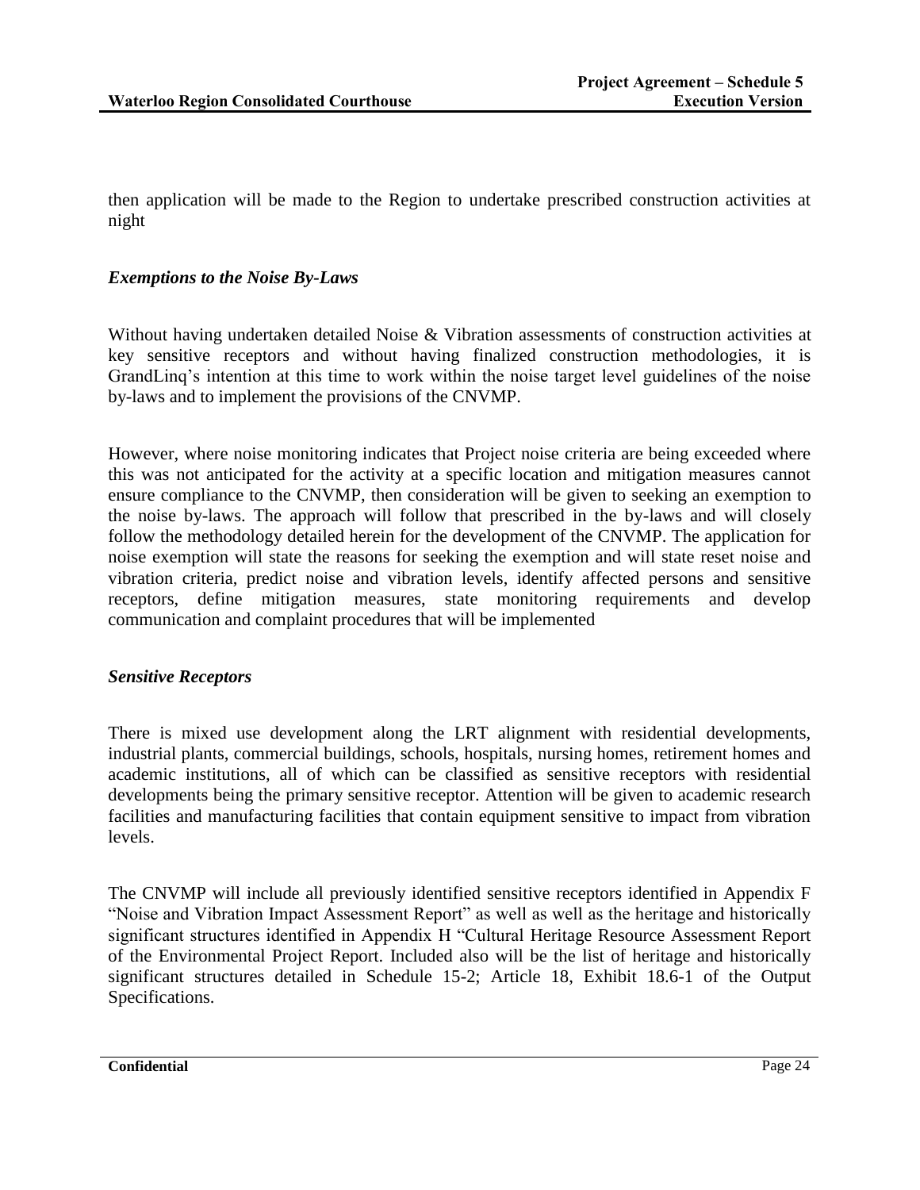then application will be made to the Region to undertake prescribed construction activities at night

***Exemptions to the Noise By-Laws***

Without having undertaken detailed Noise & Vibration assessments of construction activities at key sensitive receptors and without having finalized construction methodologies, it is GrandLinq's intention at this time to work within the noise target level guidelines of the noise by-laws and to implement the provisions of the CNVMP.

However, where noise monitoring indicates that Project noise criteria are being exceeded where this was not anticipated for the activity at a specific location and mitigation measures cannot ensure compliance to the CNVMP, then consideration will be given to seeking an exemption to the noise by-laws. The approach will follow that prescribed in the by-laws and will closely follow the methodology detailed herein for the development of the CNVMP. The application for noise exemption will state the reasons for seeking the exemption and will state reset noise and vibration criteria, predict noise and vibration levels, identify affected persons and sensitive receptors, define mitigation measures, state monitoring requirements and develop communication and complaint procedures that will be implemented

***Sensitive Receptors***

There is mixed use development along the LRT alignment with residential developments, industrial plants, commercial buildings, schools, hospitals, nursing homes, retirement homes and academic institutions, all of which can be classified as sensitive receptors with residential developments being the primary sensitive receptor. Attention will be given to academic research facilities and manufacturing facilities that contain equipment sensitive to impact from vibration levels.

The CNVMP will include all previously identified sensitive receptors identified in Appendix F "Noise and Vibration Impact Assessment Report" as well as well as the heritage and historically significant structures identified in Appendix H "Cultural Heritage Resource Assessment Report of the Environmental Project Report. Included also will be the list of heritage and historically significant structures detailed in Schedule 15-2; Article 18, Exhibit 18.6-1 of the Output Specifications.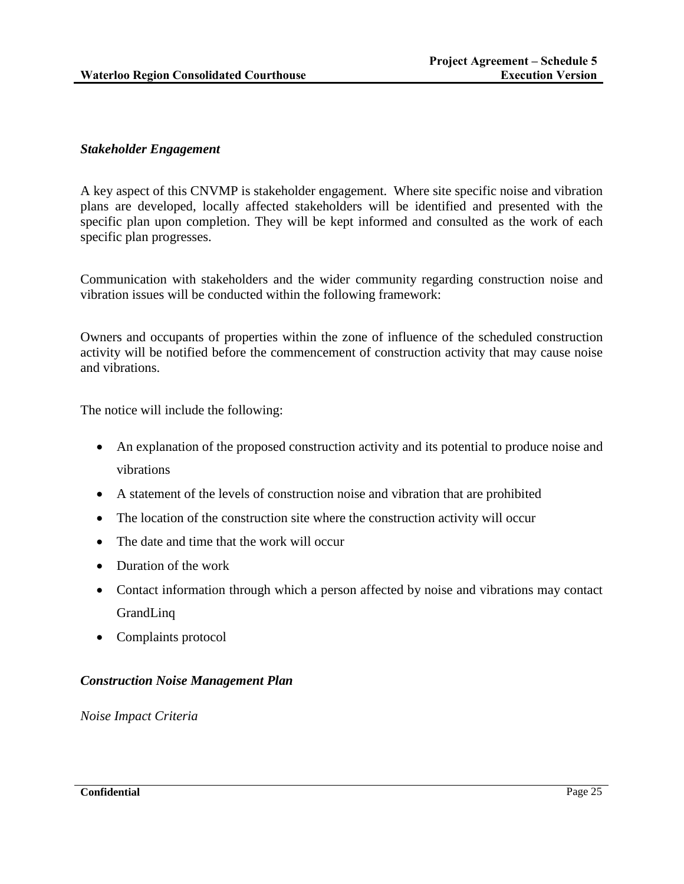*Stakeholder Engagement*

A key aspect of this CNVMP is stakeholder engagement. Where site specific noise and vibration plans are developed, locally affected stakeholders will be identified and presented with the specific plan upon completion. They will be kept informed and consulted as the work of each specific plan progresses.

Communication with stakeholders and the wider community regarding construction noise and vibration issues will be conducted within the following framework:

Owners and occupants of properties within the zone of influence of the scheduled construction activity will be notified before the commencement of construction activity that may cause noise and vibrations.

The notice will include the following:

- An explanation of the proposed construction activity and its potential to produce noise and vibrations
- A statement of the levels of construction noise and vibration that are prohibited
- The location of the construction site where the construction activity will occur
- The date and time that the work will occur
- Duration of the work
- Contact information through which a person affected by noise and vibrations may contact GrandLinq
- Complaints protocol

***Construction Noise Management Plan***

*Noise Impact Criteria*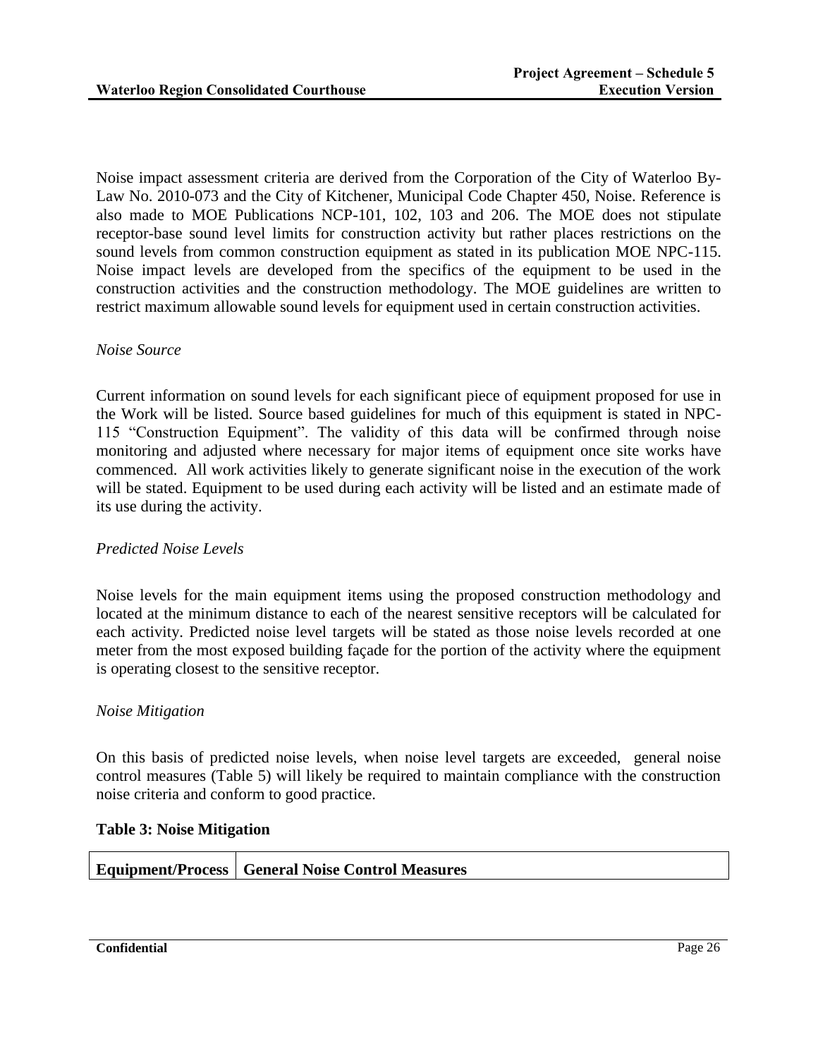Noise impact assessment criteria are derived from the Corporation of the City of Waterloo By-Law No. 2010-073 and the City of Kitchener, Municipal Code Chapter 450, Noise. Reference is also made to MOE Publications NCP-101, 102, 103 and 206. The MOE does not stipulate receptor-base sound level limits for construction activity but rather places restrictions on the sound levels from common construction equipment as stated in its publication MOE NPC-115. Noise impact levels are developed from the specifics of the equipment to be used in the construction activities and the construction methodology. The MOE guidelines are written to restrict maximum allowable sound levels for equipment used in certain construction activities.

*Noise Source*

Current information on sound levels for each significant piece of equipment proposed for use in the Work will be listed. Source based guidelines for much of this equipment is stated in NPC-115 "Construction Equipment". The validity of this data will be confirmed through noise monitoring and adjusted where necessary for major items of equipment once site works have commenced. All work activities likely to generate significant noise in the execution of the work will be stated. Equipment to be used during each activity will be listed and an estimate made of its use during the activity.

*Predicted Noise Levels*

Noise levels for the main equipment items using the proposed construction methodology and located at the minimum distance to each of the nearest sensitive receptors will be calculated for each activity. Predicted noise level targets will be stated as those noise levels recorded at one meter from the most exposed building façade for the portion of the activity where the equipment is operating closest to the sensitive receptor.

*Noise Mitigation*

On this basis of predicted noise levels, when noise level targets are exceeded, general noise control measures (Table 5) will likely be required to maintain compliance with the construction noise criteria and conform to good practice.

**Table 3: Noise Mitigation**

| Equipment/Process | General Noise Control Measures |
| --- | --- |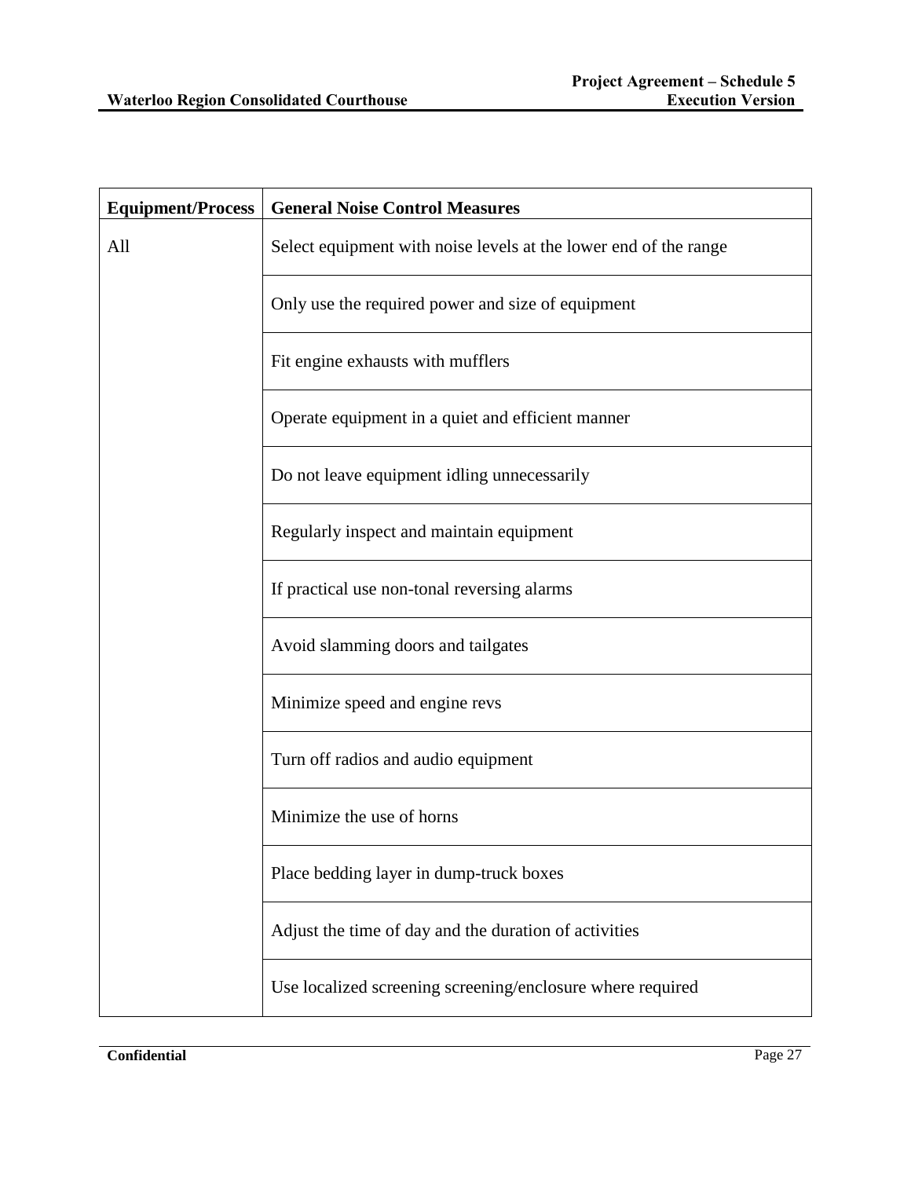| Equipment/Process | General Noise Control Measures |
| --- | --- |
| All | Select equipment with noise levels at the lower end of the range |
| | Only use the required power and size of equipment |
| | Fit engine exhausts with mufflers |
| | Operate equipment in a quiet and efficient manner |
| | Do not leave equipment idling unnecessarily |
| | Regularly inspect and maintain equipment |
| | If practical use non-tonal reversing alarms |
| | Avoid slamming doors and tailgates |
| | Minimize speed and engine revs |
| | Turn off radios and audio equipment |
| | Minimize the use of horns |
| | Place bedding layer in dump-truck boxes |
| | Adjust the time of day and the duration of activities |
| | Use localized screening screening/enclosure where required |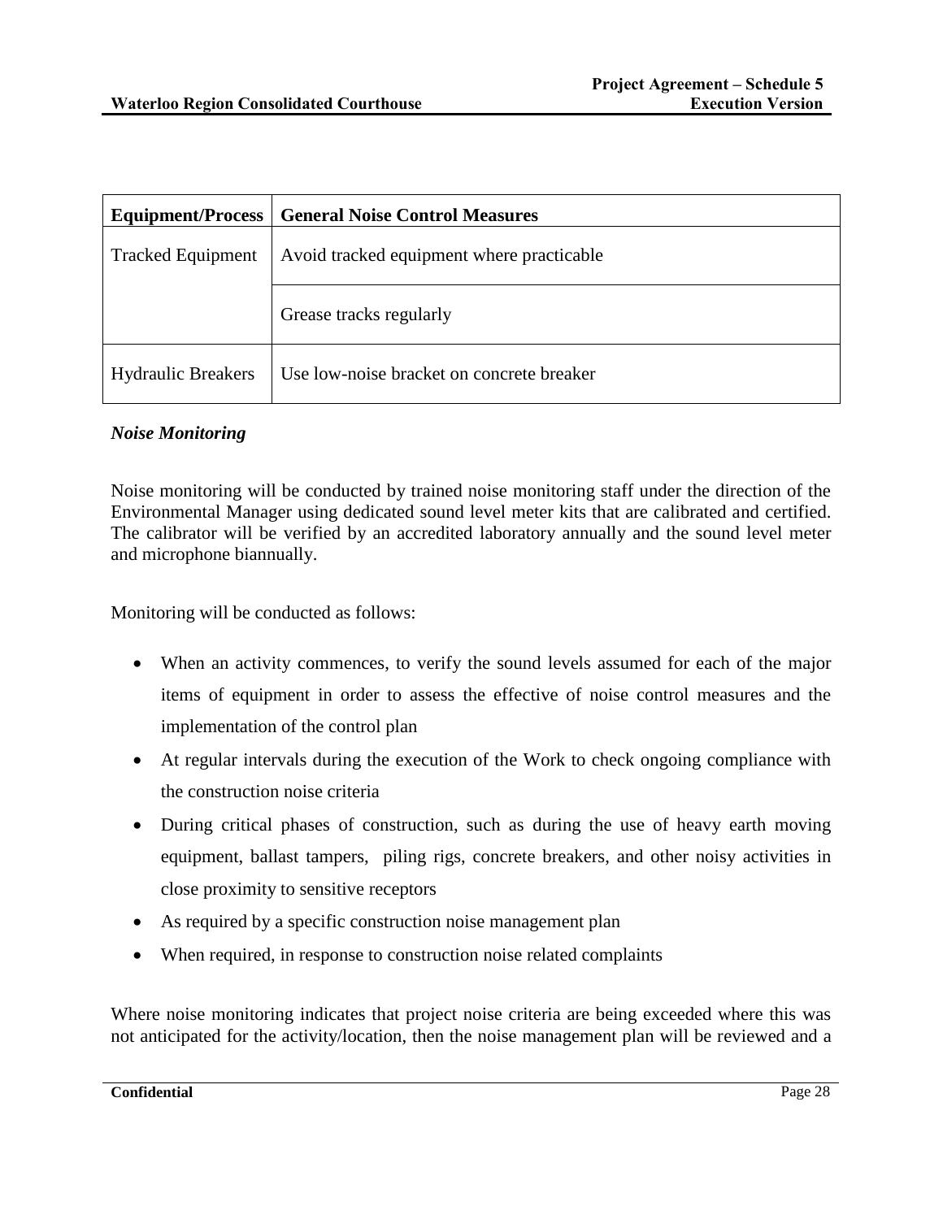| Equipment/Process | General Noise Control Measures |
| --- | --- |
| Tracked Equipment | Avoid tracked equipment where practicable |
| | Grease tracks regularly |
| Hydraulic Breakers | Use low-noise bracket on concrete breaker |

***Noise Monitoring***

Noise monitoring will be conducted by trained noise monitoring staff under the direction of the Environmental Manager using dedicated sound level meter kits that are calibrated and certified. The calibrator will be verified by an accredited laboratory annually and the sound level meter and microphone biannually.

Monitoring will be conducted as follows:

- When an activity commences, to verify the sound levels assumed for each of the major items of equipment in order to assess the effective of noise control measures and the implementation of the control plan
- At regular intervals during the execution of the Work to check ongoing compliance with the construction noise criteria
- During critical phases of construction, such as during the use of heavy earth moving equipment, ballast tampers, piling rigs, concrete breakers, and other noisy activities in close proximity to sensitive receptors
- As required by a specific construction noise management plan
- When required, in response to construction noise related complaints

Where noise monitoring indicates that project noise criteria are being exceeded where this was not anticipated for the activity/location, then the noise management plan will be reviewed and a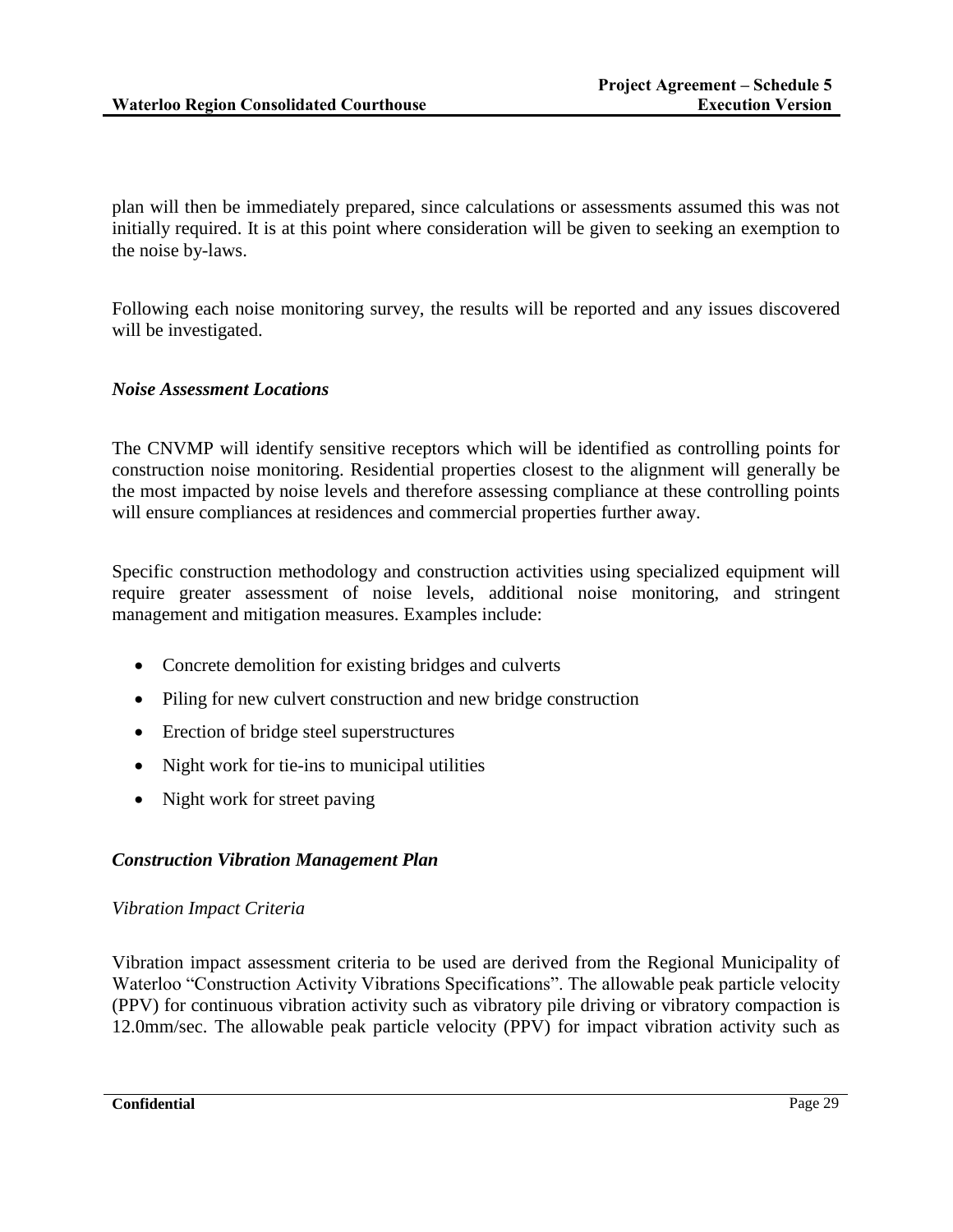plan will then be immediately prepared, since calculations or assessments assumed this was not initially required. It is at this point where consideration will be given to seeking an exemption to the noise by-laws.

Following each noise monitoring survey, the results will be reported and any issues discovered will be investigated.

***Noise Assessment Locations***

The CNVMP will identify sensitive receptors which will be identified as controlling points for construction noise monitoring. Residential properties closest to the alignment will generally be the most impacted by noise levels and therefore assessing compliance at these controlling points will ensure compliances at residences and commercial properties further away.

Specific construction methodology and construction activities using specialized equipment will require greater assessment of noise levels, additional noise monitoring, and stringent management and mitigation measures. Examples include:

- Concrete demolition for existing bridges and culverts
- Piling for new culvert construction and new bridge construction
- Erection of bridge steel superstructures
- Night work for tie-ins to municipal utilities
- Night work for street paving

***Construction Vibration Management Plan***

*Vibration Impact Criteria*

Vibration impact assessment criteria to be used are derived from the Regional Municipality of Waterloo "Construction Activity Vibrations Specifications". The allowable peak particle velocity (PPV) for continuous vibration activity such as vibratory pile driving or vibratory compaction is 12.0mm/sec. The allowable peak particle velocity (PPV) for impact vibration activity such as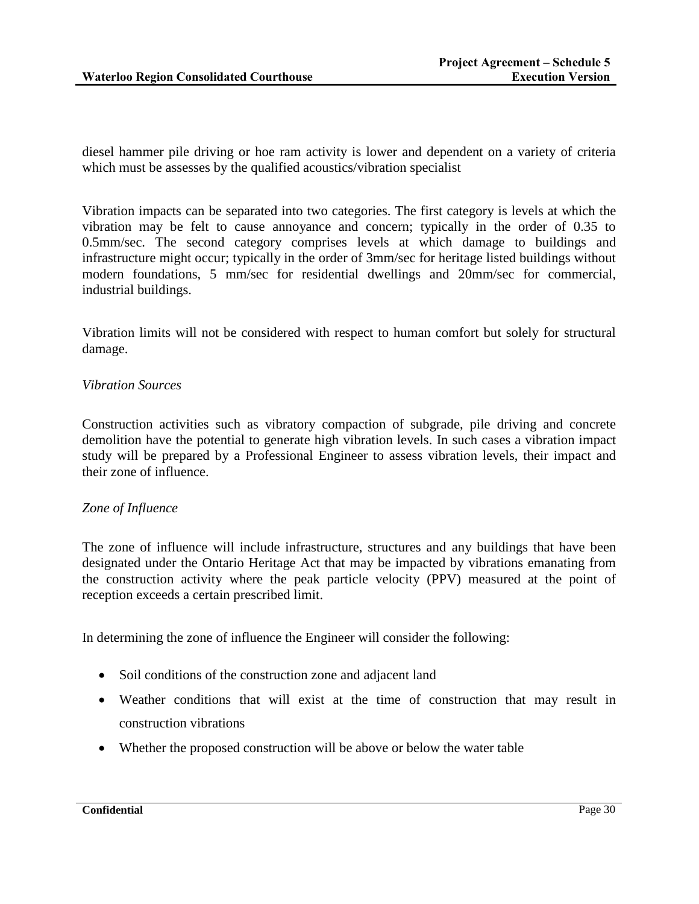diesel hammer pile driving or hoe ram activity is lower and dependent on a variety of criteria which must be assesses by the qualified acoustics/vibration specialist

Vibration impacts can be separated into two categories. The first category is levels at which the vibration may be felt to cause annoyance and concern; typically in the order of 0.35 to 0.5mm/sec. The second category comprises levels at which damage to buildings and infrastructure might occur; typically in the order of 3mm/sec for heritage listed buildings without modern foundations, 5 mm/sec for residential dwellings and 20mm/sec for commercial, industrial buildings.

Vibration limits will not be considered with respect to human comfort but solely for structural damage.

*Vibration Sources*

Construction activities such as vibratory compaction of subgrade, pile driving and concrete demolition have the potential to generate high vibration levels. In such cases a vibration impact study will be prepared by a Professional Engineer to assess vibration levels, their impact and their zone of influence.

*Zone of Influence*

The zone of influence will include infrastructure, structures and any buildings that have been designated under the Ontario Heritage Act that may be impacted by vibrations emanating from the construction activity where the peak particle velocity (PPV) measured at the point of reception exceeds a certain prescribed limit.

In determining the zone of influence the Engineer will consider the following:

- Soil conditions of the construction zone and adjacent land
- Weather conditions that will exist at the time of construction that may result in construction vibrations
- Whether the proposed construction will be above or below the water table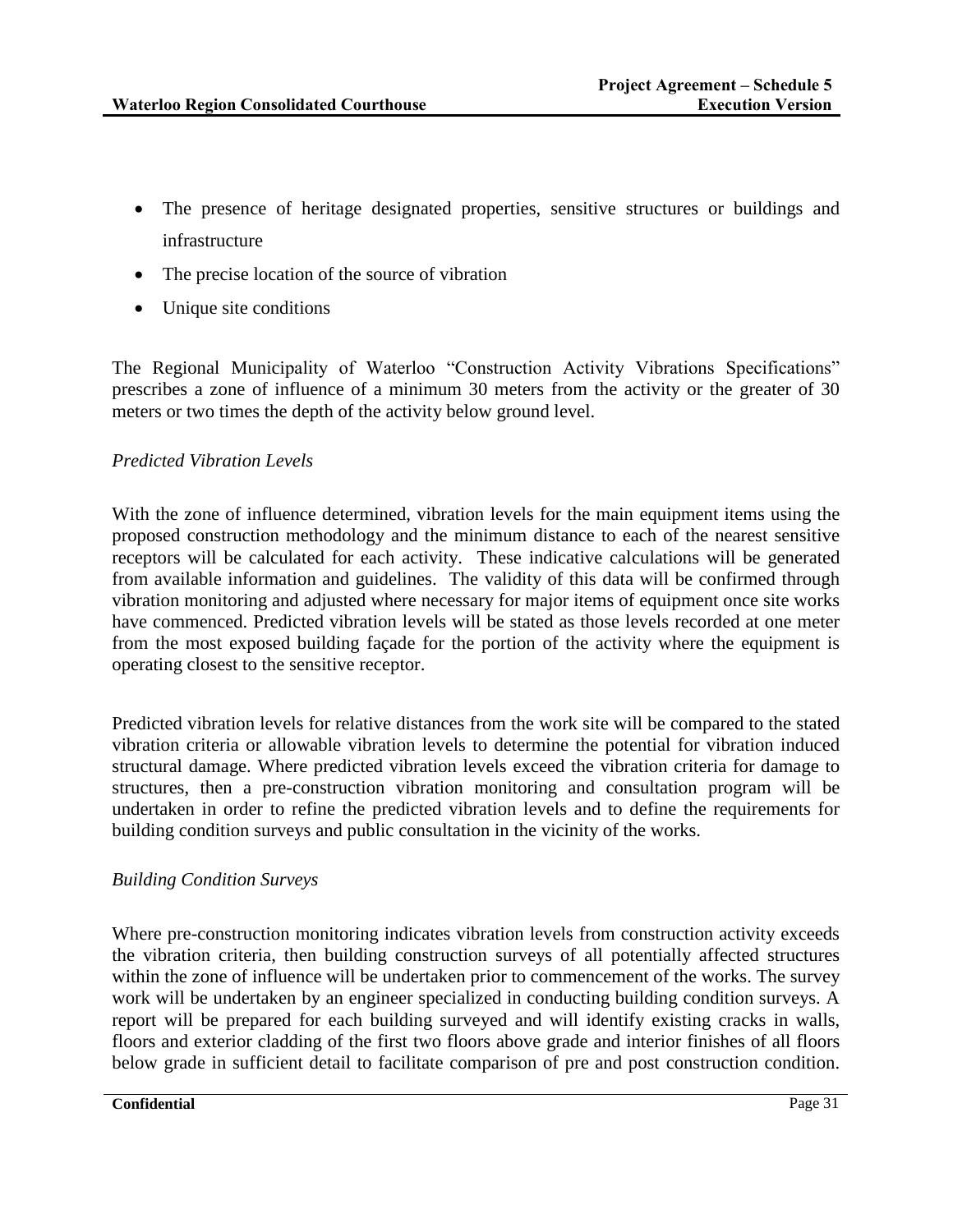- The presence of heritage designated properties, sensitive structures or buildings and infrastructure
- The precise location of the source of vibration
- Unique site conditions

The Regional Municipality of Waterloo "Construction Activity Vibrations Specifications" prescribes a zone of influence of a minimum 30 meters from the activity or the greater of 30 meters or two times the depth of the activity below ground level.

*Predicted Vibration Levels*

With the zone of influence determined, vibration levels for the main equipment items using the proposed construction methodology and the minimum distance to each of the nearest sensitive receptors will be calculated for each activity. These indicative calculations will be generated from available information and guidelines. The validity of this data will be confirmed through vibration monitoring and adjusted where necessary for major items of equipment once site works have commenced. Predicted vibration levels will be stated as those levels recorded at one meter from the most exposed building façade for the portion of the activity where the equipment is operating closest to the sensitive receptor.

Predicted vibration levels for relative distances from the work site will be compared to the stated vibration criteria or allowable vibration levels to determine the potential for vibration induced structural damage. Where predicted vibration levels exceed the vibration criteria for damage to structures, then a pre-construction vibration monitoring and consultation program will be undertaken in order to refine the predicted vibration levels and to define the requirements for building condition surveys and public consultation in the vicinity of the works.

*Building Condition Surveys*

Where pre-construction monitoring indicates vibration levels from construction activity exceeds the vibration criteria, then building construction surveys of all potentially affected structures within the zone of influence will be undertaken prior to commencement of the works. The survey work will be undertaken by an engineer specialized in conducting building condition surveys. A report will be prepared for each building surveyed and will identify existing cracks in walls, floors and exterior cladding of the first two floors above grade and interior finishes of all floors below grade in sufficient detail to facilitate comparison of pre and post construction condition.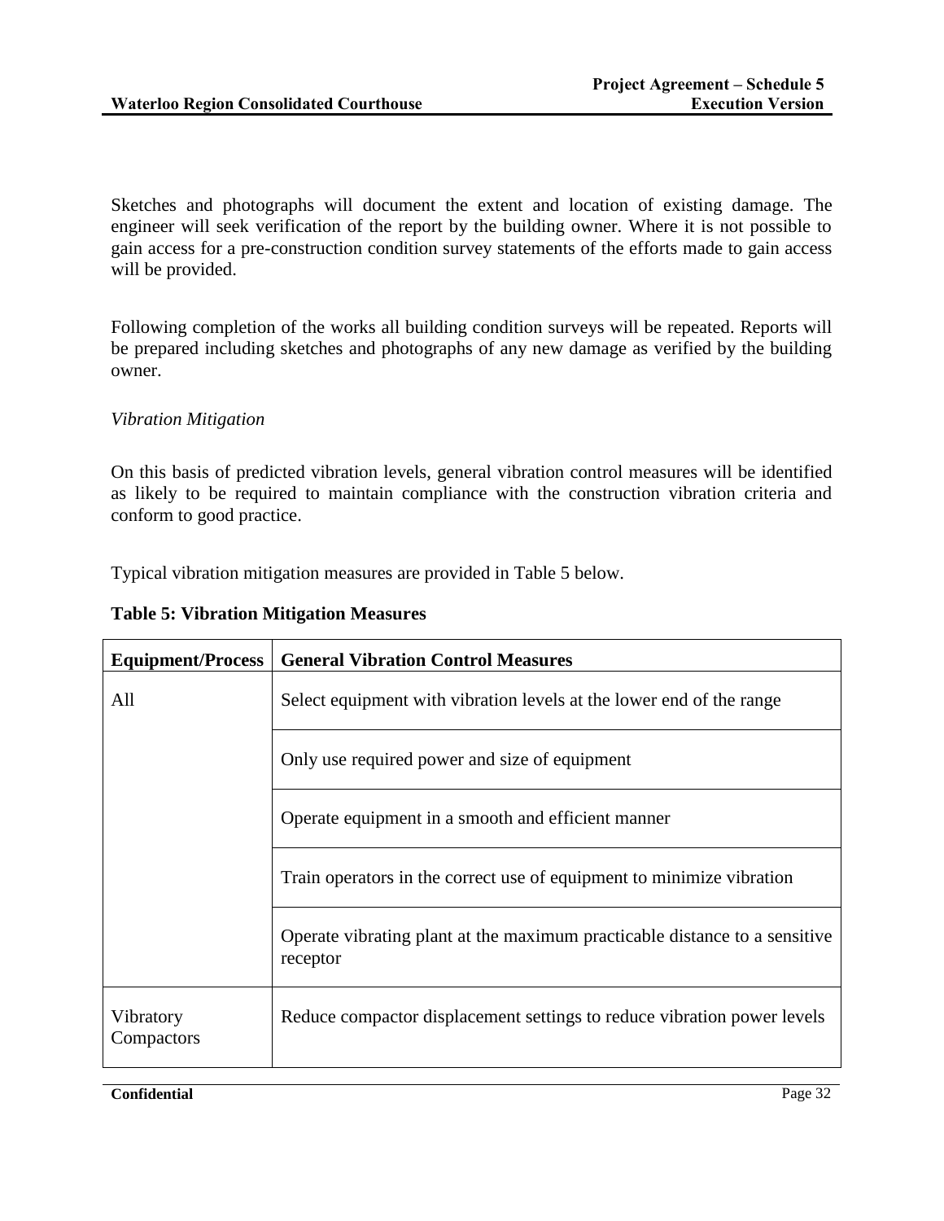Sketches and photographs will document the extent and location of existing damage. The engineer will seek verification of the report by the building owner. Where it is not possible to gain access for a pre-construction condition survey statements of the efforts made to gain access will be provided.

Following completion of the works all building condition surveys will be repeated. Reports will be prepared including sketches and photographs of any new damage as verified by the building owner.

*Vibration Mitigation*

On this basis of predicted vibration levels, general vibration control measures will be identified as likely to be required to maintain compliance with the construction vibration criteria and conform to good practice.

Typical vibration mitigation measures are provided in Table 5 below.

**Table 5: Vibration Mitigation Measures**

| Equipment/Process | General Vibration Control Measures |
|---|---|
| All | Select equipment with vibration levels at the lower end of the range |
| | Only use required power and size of equipment |
| | Operate equipment in a smooth and efficient manner |
| | Train operators in the correct use of equipment to minimize vibration |
| | Operate vibrating plant at the maximum practicable distance to a sensitive receptor |
| Vibratory Compactors | Reduce compactor displacement settings to reduce vibration power levels |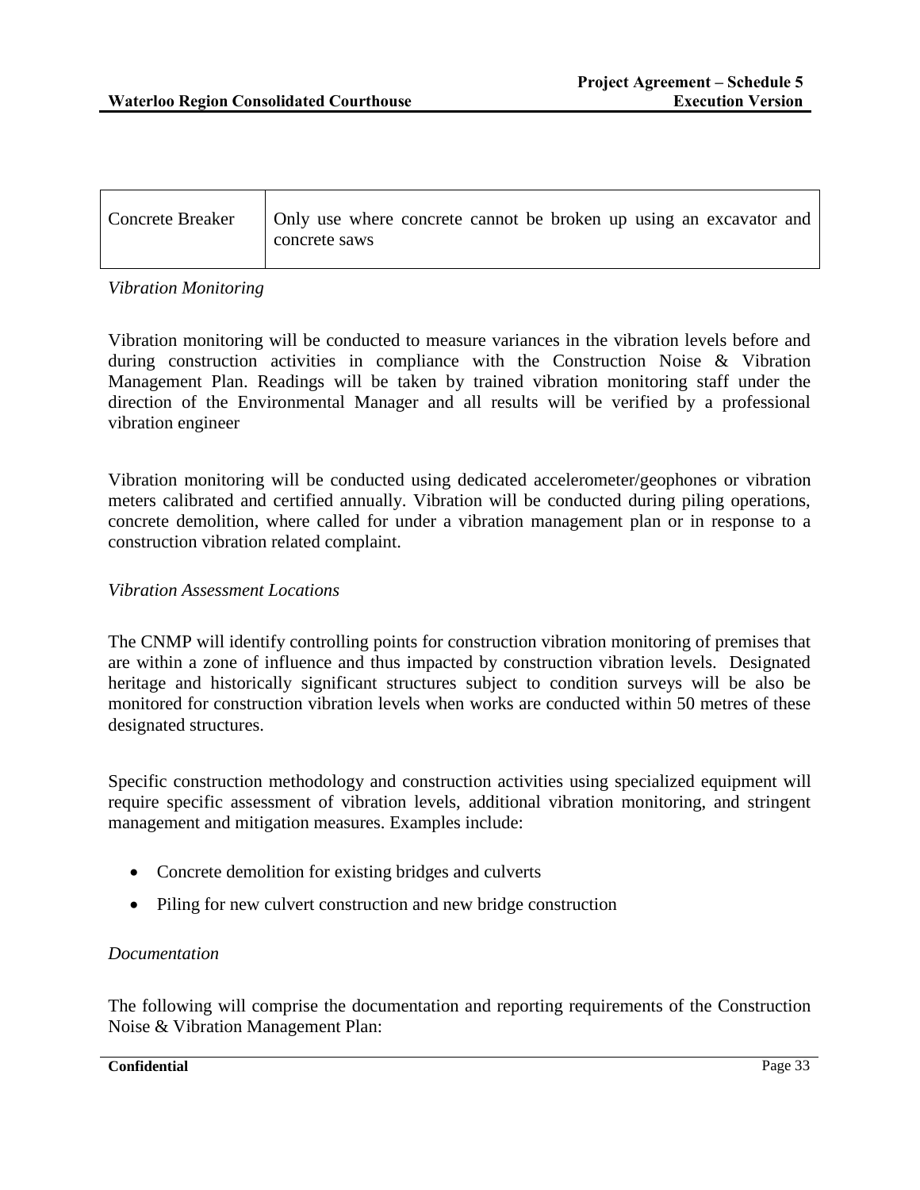| Concrete Breaker | Only use where concrete cannot be broken up using an excavator and concrete saws |
|---|---|

*Vibration Monitoring*

Vibration monitoring will be conducted to measure variances in the vibration levels before and during construction activities in compliance with the Construction Noise & Vibration Management Plan. Readings will be taken by trained vibration monitoring staff under the direction of the Environmental Manager and all results will be verified by a professional vibration engineer

Vibration monitoring will be conducted using dedicated accelerometer/geophones or vibration meters calibrated and certified annually. Vibration will be conducted during piling operations, concrete demolition, where called for under a vibration management plan or in response to a construction vibration related complaint.

*Vibration Assessment Locations*

The CNMP will identify controlling points for construction vibration monitoring of premises that are within a zone of influence and thus impacted by construction vibration levels. Designated heritage and historically significant structures subject to condition surveys will be also be monitored for construction vibration levels when works are conducted within 50 metres of these designated structures.

Specific construction methodology and construction activities using specialized equipment will require specific assessment of vibration levels, additional vibration monitoring, and stringent management and mitigation measures. Examples include:

- Concrete demolition for existing bridges and culverts
- Piling for new culvert construction and new bridge construction

*Documentation*

The following will comprise the documentation and reporting requirements of the Construction Noise & Vibration Management Plan: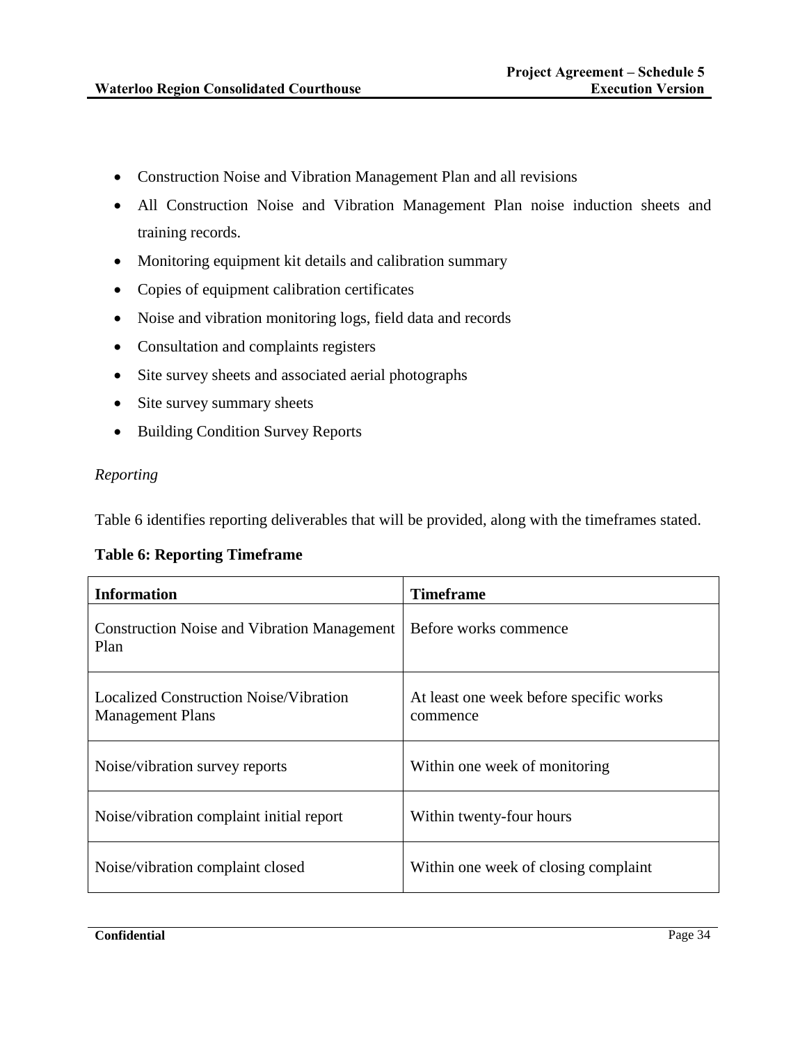- Construction Noise and Vibration Management Plan and all revisions
- All Construction Noise and Vibration Management Plan noise induction sheets and training records.
- Monitoring equipment kit details and calibration summary
- Copies of equipment calibration certificates
- Noise and vibration monitoring logs, field data and records
- Consultation and complaints registers
- Site survey sheets and associated aerial photographs
- Site survey summary sheets
- Building Condition Survey Reports

*Reporting*

Table 6 identifies reporting deliverables that will be provided, along with the timeframes stated.

**Table 6: Reporting Timeframe**

| **Information** | **Timeframe** |
|---|---|
| Construction Noise and Vibration Management Plan | Before works commence |
| Localized Construction Noise/Vibration Management Plans | At least one week before specific works commence |
| Noise/vibration survey reports | Within one week of monitoring |
| Noise/vibration complaint initial report | Within twenty-four hours |
| Noise/vibration complaint closed | Within one week of closing complaint |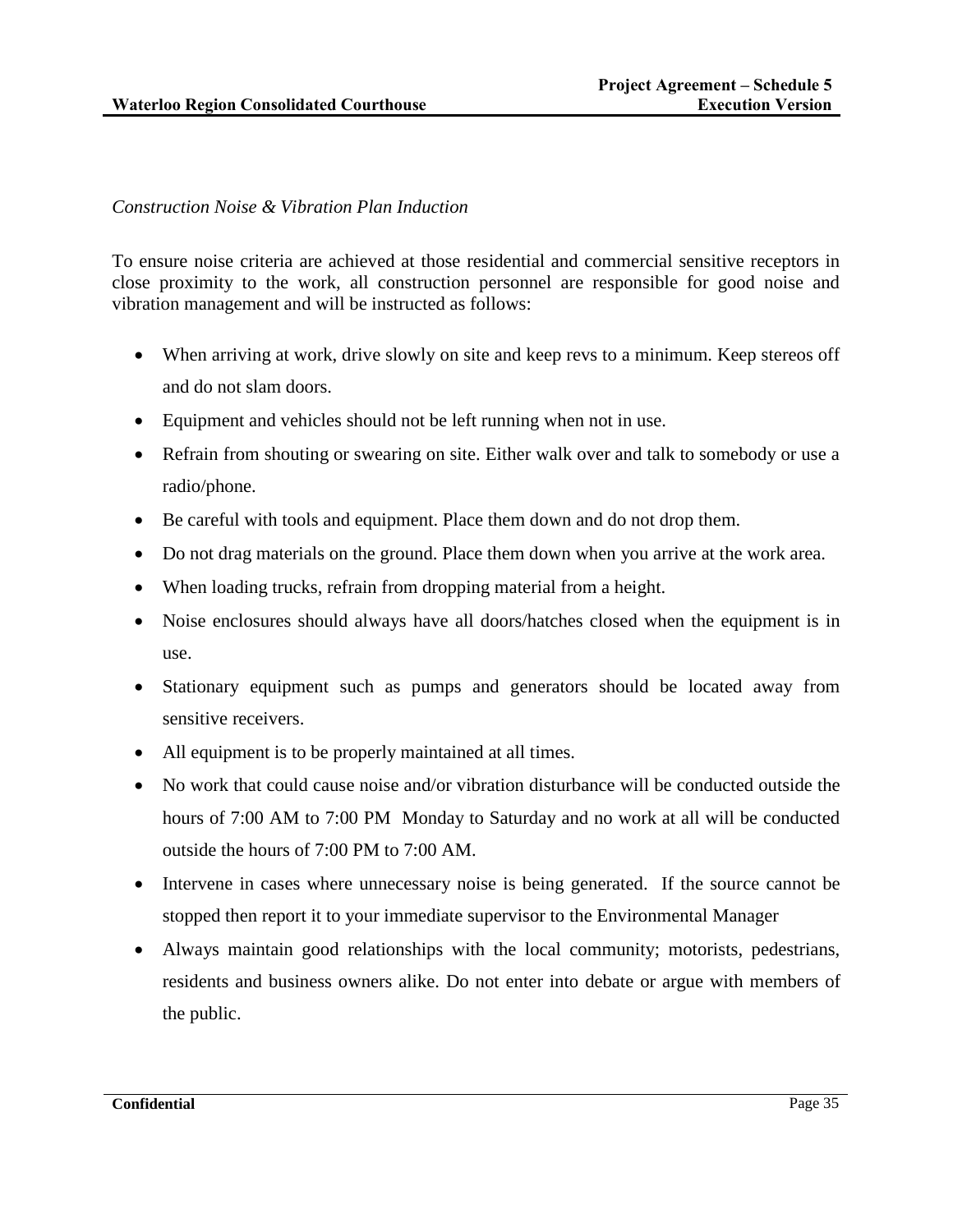*Construction Noise & Vibration Plan Induction*

To ensure noise criteria are achieved at those residential and commercial sensitive receptors in close proximity to the work, all construction personnel are responsible for good noise and vibration management and will be instructed as follows:

- When arriving at work, drive slowly on site and keep revs to a minimum. Keep stereos off and do not slam doors.
- Equipment and vehicles should not be left running when not in use.
- Refrain from shouting or swearing on site. Either walk over and talk to somebody or use a radio/phone.
- Be careful with tools and equipment. Place them down and do not drop them.
- Do not drag materials on the ground. Place them down when you arrive at the work area.
- When loading trucks, refrain from dropping material from a height.
- Noise enclosures should always have all doors/hatches closed when the equipment is in use.
- Stationary equipment such as pumps and generators should be located away from sensitive receivers.
- All equipment is to be properly maintained at all times.
- No work that could cause noise and/or vibration disturbance will be conducted outside the hours of 7:00 AM to 7:00 PM Monday to Saturday and no work at all will be conducted outside the hours of 7:00 PM to 7:00 AM.
- Intervene in cases where unnecessary noise is being generated. If the source cannot be stopped then report it to your immediate supervisor to the Environmental Manager
- Always maintain good relationships with the local community; motorists, pedestrians, residents and business owners alike. Do not enter into debate or argue with members of the public.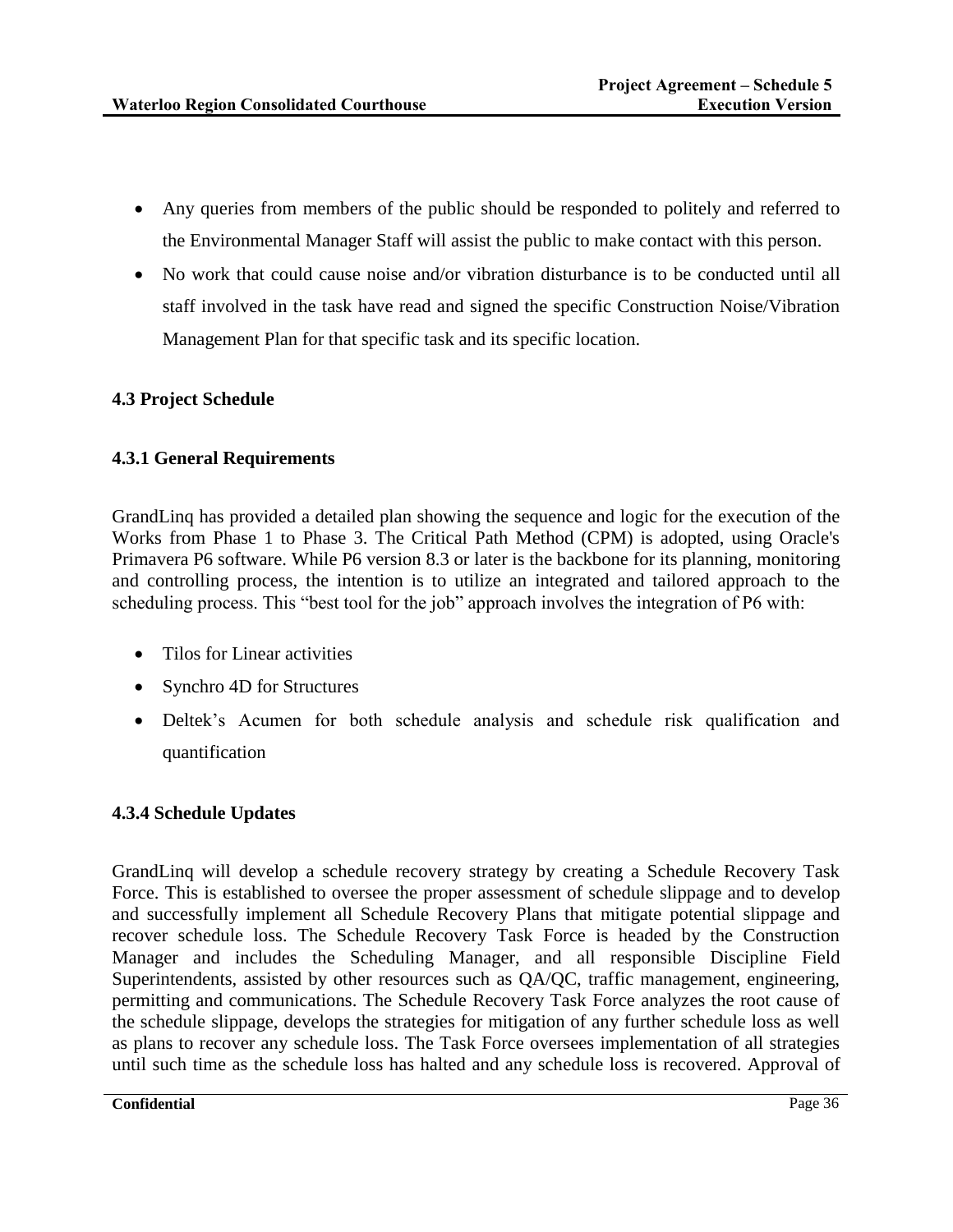- Any queries from members of the public should be responded to politely and referred to the Environmental Manager Staff will assist the public to make contact with this person.
- No work that could cause noise and/or vibration disturbance is to be conducted until all staff involved in the task have read and signed the specific Construction Noise/Vibration Management Plan for that specific task and its specific location.

### 4.3 Project Schedule

#### 4.3.1 General Requirements

GrandLinq has provided a detailed plan showing the sequence and logic for the execution of the Works from Phase 1 to Phase 3. The Critical Path Method (CPM) is adopted, using Oracle's Primavera P6 software. While P6 version 8.3 or later is the backbone for its planning, monitoring and controlling process, the intention is to utilize an integrated and tailored approach to the scheduling process. This "best tool for the job" approach involves the integration of P6 with:

- Tilos for Linear activities
- Synchro 4D for Structures
- Deltek's Acumen for both schedule analysis and schedule risk qualification and quantification

#### 4.3.4 Schedule Updates

GrandLinq will develop a schedule recovery strategy by creating a Schedule Recovery Task Force. This is established to oversee the proper assessment of schedule slippage and to develop and successfully implement all Schedule Recovery Plans that mitigate potential slippage and recover schedule loss. The Schedule Recovery Task Force is headed by the Construction Manager and includes the Scheduling Manager, and all responsible Discipline Field Superintendents, assisted by other resources such as QA/QC, traffic management, engineering, permitting and communications. The Schedule Recovery Task Force analyzes the root cause of the schedule slippage, develops the strategies for mitigation of any further schedule loss as well as plans to recover any schedule loss. The Task Force oversees implementation of all strategies until such time as the schedule loss has halted and any schedule loss is recovered. Approval of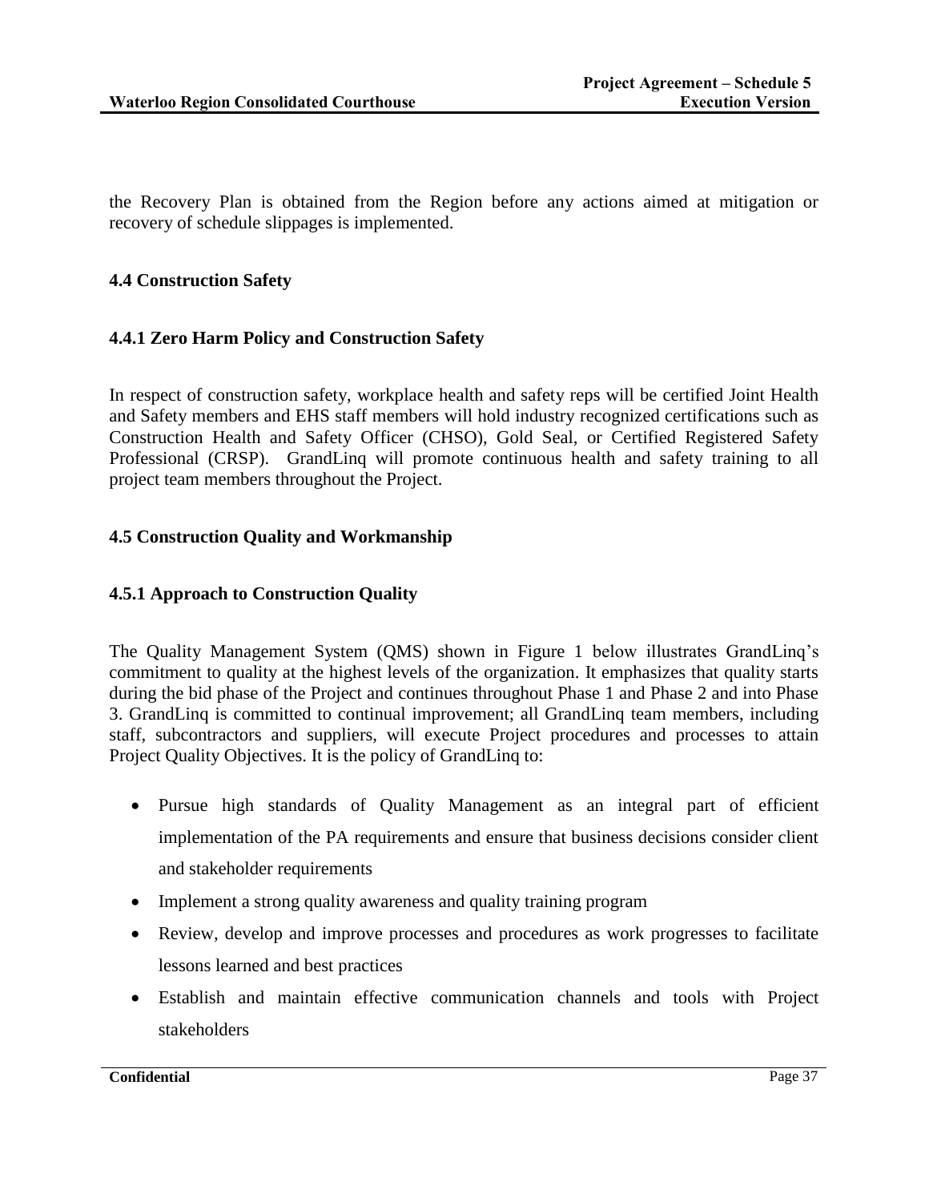the Recovery Plan is obtained from the Region before any actions aimed at mitigation or recovery of schedule slippages is implemented.

### 4.4 Construction Safety

#### 4.4.1 Zero Harm Policy and Construction Safety

In respect of construction safety, workplace health and safety reps will be certified Joint Health and Safety members and EHS staff members will hold industry recognized certifications such as Construction Health and Safety Officer (CHSO), Gold Seal, or Certified Registered Safety Professional (CRSP). GrandLinq will promote continuous health and safety training to all project team members throughout the Project.

### 4.5 Construction Quality and Workmanship

#### 4.5.1 Approach to Construction Quality

The Quality Management System (QMS) shown in Figure 1 below illustrates GrandLinq's commitment to quality at the highest levels of the organization. It emphasizes that quality starts during the bid phase of the Project and continues throughout Phase 1 and Phase 2 and into Phase 3. GrandLinq is committed to continual improvement; all GrandLinq team members, including staff, subcontractors and suppliers, will execute Project procedures and processes to attain Project Quality Objectives. It is the policy of GrandLinq to:

- Pursue high standards of Quality Management as an integral part of efficient implementation of the PA requirements and ensure that business decisions consider client and stakeholder requirements
- Implement a strong quality awareness and quality training program
- Review, develop and improve processes and procedures as work progresses to facilitate lessons learned and best practices
- Establish and maintain effective communication channels and tools with Project stakeholders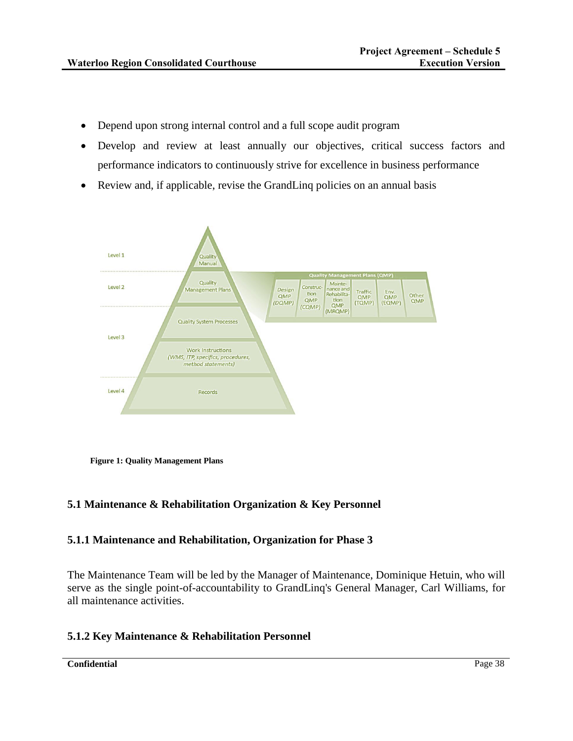- Depend upon strong internal control and a full scope audit program
- Develop and review at least annually our objectives, critical success factors and performance indicators to continuously strive for excellence in business performance
- Review and, if applicable, revise the GrandLinq policies on an annual basis

**Figure 1: Quality Management Plans**

## 5.1 Maintenance & Rehabilitation Organization & Key Personnel

### 5.1.1 Maintenance and Rehabilitation, Organization for Phase 3

The Maintenance Team will be led by the Manager of Maintenance, Dominique Hetuin, who will serve as the single point-of-accountability to GrandLinq's General Manager, Carl Williams, for all maintenance activities.

### 5.1.2 Key Maintenance & Rehabilitation Personnel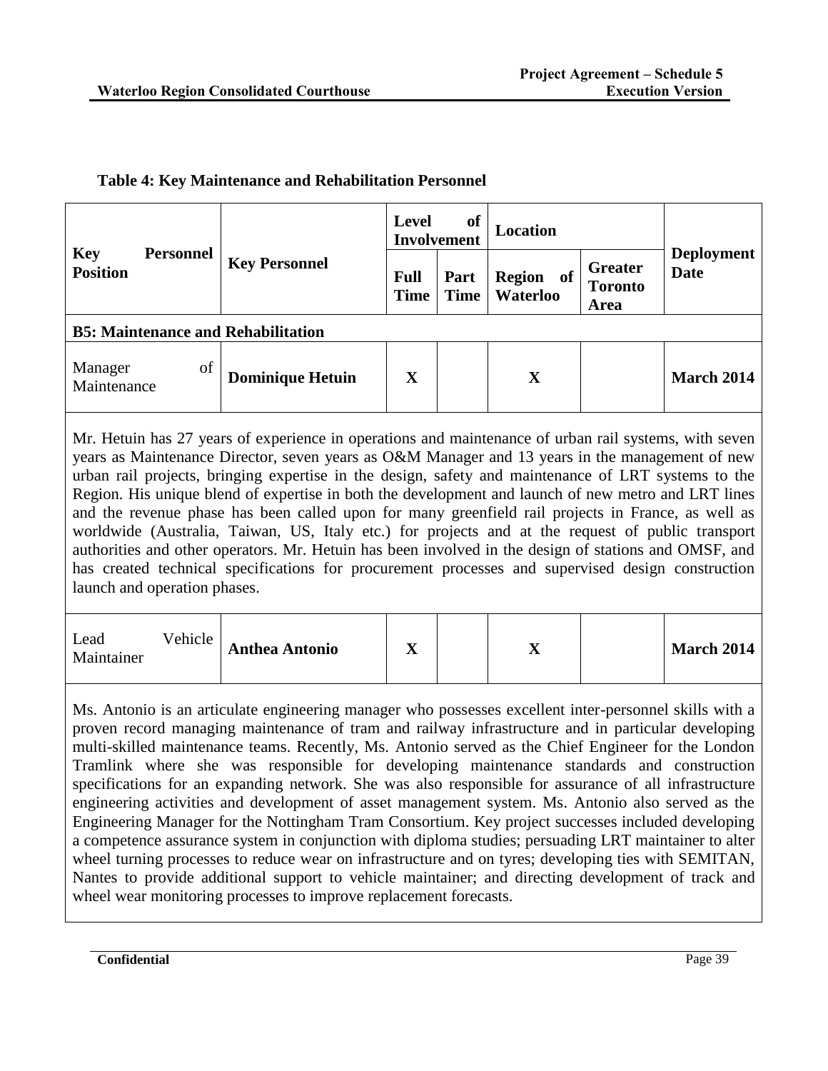**Table 4: Key Maintenance and Rehabilitation Personnel**

| Key Personnel Position | Key Personnel | Level of Involvement | | Location | | Deployment Date |
|---|---|---|---|---|---|---|
| | | Full Time | Part Time | Region of Waterloo | Greater Toronto Area | |
| **B5: Maintenance and Rehabilitation** | | | | | | |
| Manager of Maintenance | **Dominique Hetuin** | **X** | | **X** | | **March 2014** |
| Mr. Hetuin has 27 years of experience in operations and maintenance of urban rail systems, with seven years as Maintenance Director, seven years as O&M Manager and 13 years in the management of new urban rail projects, bringing expertise in the design, safety and maintenance of LRT systems to the Region. His unique blend of expertise in both the development and launch of new metro and LRT lines and the revenue phase has been called upon for many greenfield rail projects in France, as well as worldwide (Australia, Taiwan, US, Italy etc.) for projects and at the request of public transport authorities and other operators. Mr. Hetuin has been involved in the design of stations and OMSF, and has created technical specifications for procurement processes and supervised design construction launch and operation phases. | | | | | | |
| Lead Vehicle Maintainer | **Anthea Antonio** | **X** | | **X** | | **March 2014** |
| Ms. Antonio is an articulate engineering manager who possesses excellent inter-personnel skills with a proven record managing maintenance of tram and railway infrastructure and in particular developing multi-skilled maintenance teams. Recently, Ms. Antonio served as the Chief Engineer for the London Tramlink where she was responsible for developing maintenance standards and construction specifications for an expanding network. She was also responsible for assurance of all infrastructure engineering activities and development of asset management system. Ms. Antonio also served as the Engineering Manager for the Nottingham Tram Consortium. Key project successes included developing a competence assurance system in conjunction with diploma studies; persuading LRT maintainer to alter wheel turning processes to reduce wear on infrastructure and on tyres; developing ties with SEMITAN, Nantes to provide additional support to vehicle maintainer; and directing development of track and wheel wear monitoring processes to improve replacement forecasts. | | | | | | |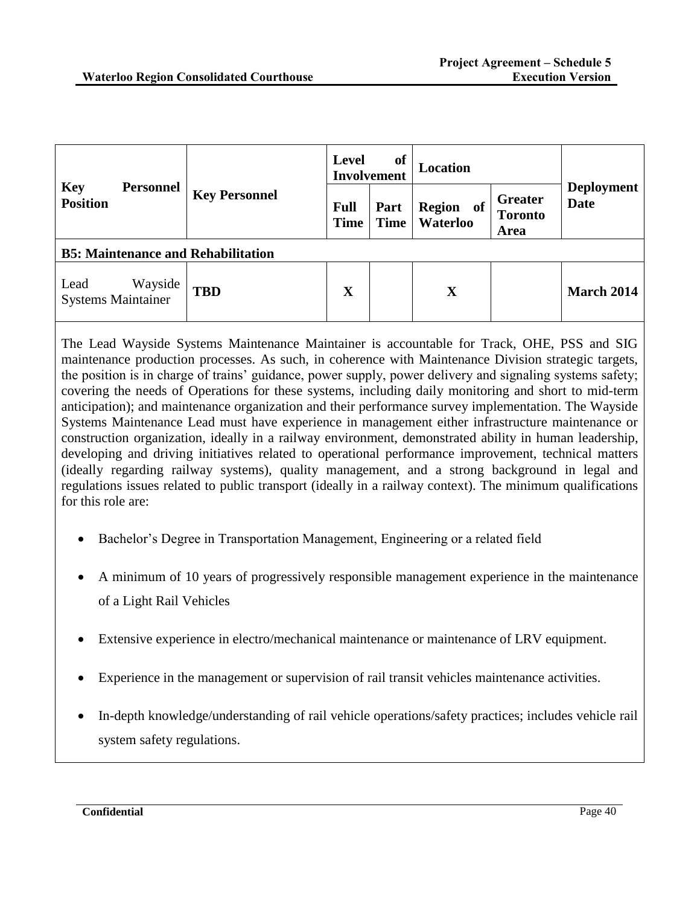| Key Personnel Position | Key Personnel | Level of Involvement | | Location | | Deployment Date |
|---|---|---|---|---|---|---|
| | | Full Time | Part Time | Region of Waterloo | Greater Toronto Area | |
| **B5: Maintenance and Rehabilitation** | | | | | | |
| Lead Wayside Systems Maintainer | **TBD** | **X** | | **X** | | **March 2014** |

The Lead Wayside Systems Maintenance Maintainer is accountable for Track, OHE, PSS and SIG maintenance production processes. As such, in coherence with Maintenance Division strategic targets, the position is in charge of trains' guidance, power supply, power delivery and signaling systems safety; covering the needs of Operations for these systems, including daily monitoring and short to mid-term anticipation); and maintenance organization and their performance survey implementation. The Wayside Systems Maintenance Lead must have experience in management either infrastructure maintenance or construction organization, ideally in a railway environment, demonstrated ability in human leadership, developing and driving initiatives related to operational performance improvement, technical matters (ideally regarding railway systems), quality management, and a strong background in legal and regulations issues related to public transport (ideally in a railway context). The minimum qualifications for this role are:

- Bachelor's Degree in Transportation Management, Engineering or a related field
- A minimum of 10 years of progressively responsible management experience in the maintenance of a Light Rail Vehicles
- Extensive experience in electro/mechanical maintenance or maintenance of LRV equipment.
- Experience in the management or supervision of rail transit vehicles maintenance activities.
- In-depth knowledge/understanding of rail vehicle operations/safety practices; includes vehicle rail system safety regulations.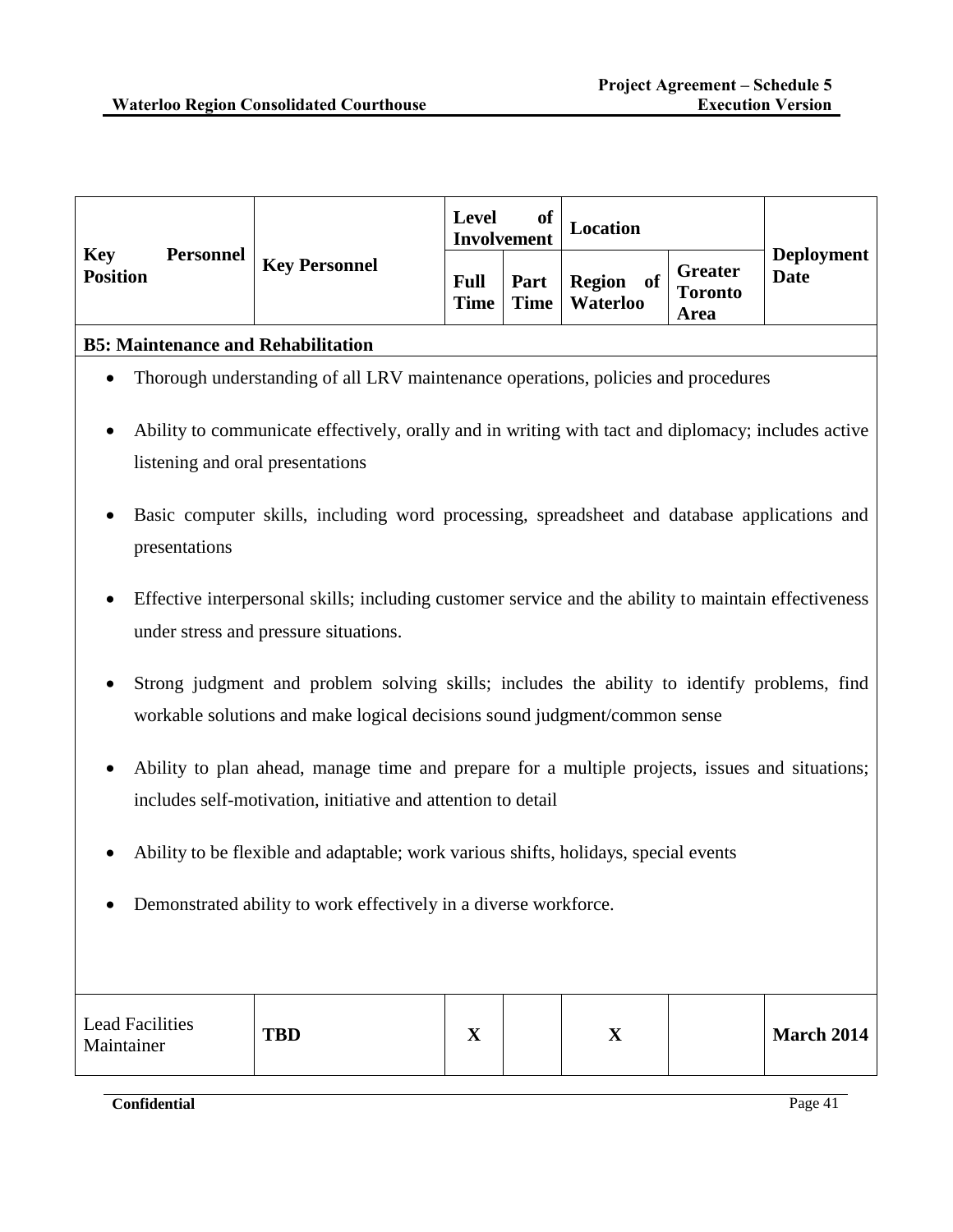| Key Personnel Position | Key Personnel | Level of Involvement | | Location | | Deployment Date |
|---|---|---|---|---|---|---|
| | | Full Time | Part Time | Region of Waterloo | Greater Toronto Area | |
| **B5: Maintenance and Rehabilitation** | | | | | | |
| • Thorough understanding of all LRV maintenance operations, policies and procedures<br>• Ability to communicate effectively, orally and in writing with tact and diplomacy; includes active listening and oral presentations<br>• Basic computer skills, including word processing, spreadsheet and database applications and presentations<br>• Effective interpersonal skills; including customer service and the ability to maintain effectiveness under stress and pressure situations.<br>• Strong judgment and problem solving skills; includes the ability to identify problems, find workable solutions and make logical decisions sound judgment/common sense<br>• Ability to plan ahead, manage time and prepare for a multiple projects, issues and situations; includes self-motivation, initiative and attention to detail<br>• Ability to be flexible and adaptable; work various shifts, holidays, special events<br>• Demonstrated ability to work effectively in a diverse workforce. | | | | | | |
| Lead Facilities Maintainer | **TBD** | **X** | | **X** | | **March 2014** |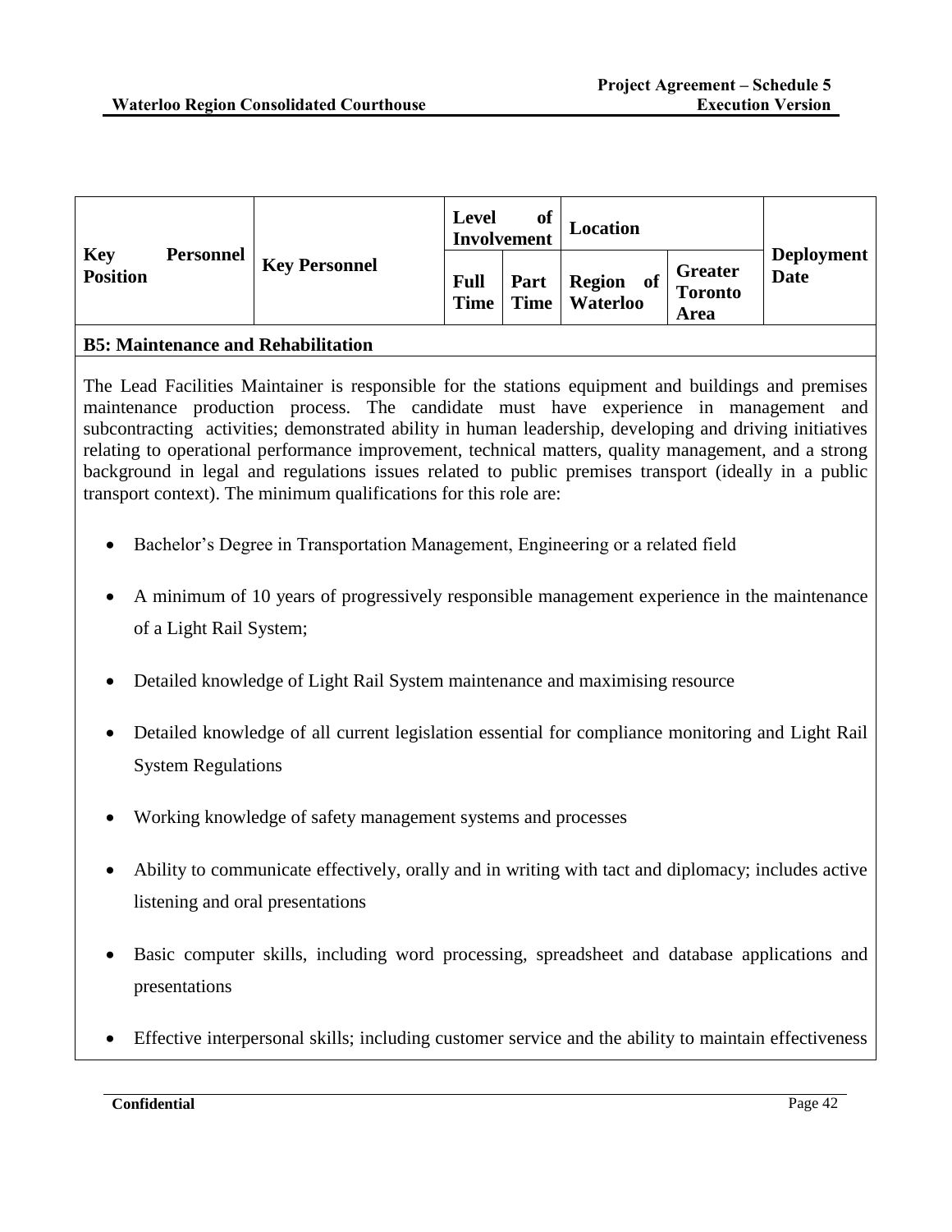| Key Personnel Position | Key Personnel | Level of Involvement | | Location | | Deployment Date |
|---|---|---|---|---|---|---|
| | | Full Time | Part Time | Region of Waterloo | Greater Toronto Area | |

**B5: Maintenance and Rehabilitation**

The Lead Facilities Maintainer is responsible for the stations equipment and buildings and premises maintenance production process. The candidate must have experience in management and subcontracting activities; demonstrated ability in human leadership, developing and driving initiatives relating to operational performance improvement, technical matters, quality management, and a strong background in legal and regulations issues related to public premises transport (ideally in a public transport context). The minimum qualifications for this role are:

- Bachelor's Degree in Transportation Management, Engineering or a related field
- A minimum of 10 years of progressively responsible management experience in the maintenance of a Light Rail System;
- Detailed knowledge of Light Rail System maintenance and maximising resource
- Detailed knowledge of all current legislation essential for compliance monitoring and Light Rail System Regulations
- Working knowledge of safety management systems and processes
- Ability to communicate effectively, orally and in writing with tact and diplomacy; includes active listening and oral presentations
- Basic computer skills, including word processing, spreadsheet and database applications and presentations
- Effective interpersonal skills; including customer service and the ability to maintain effectiveness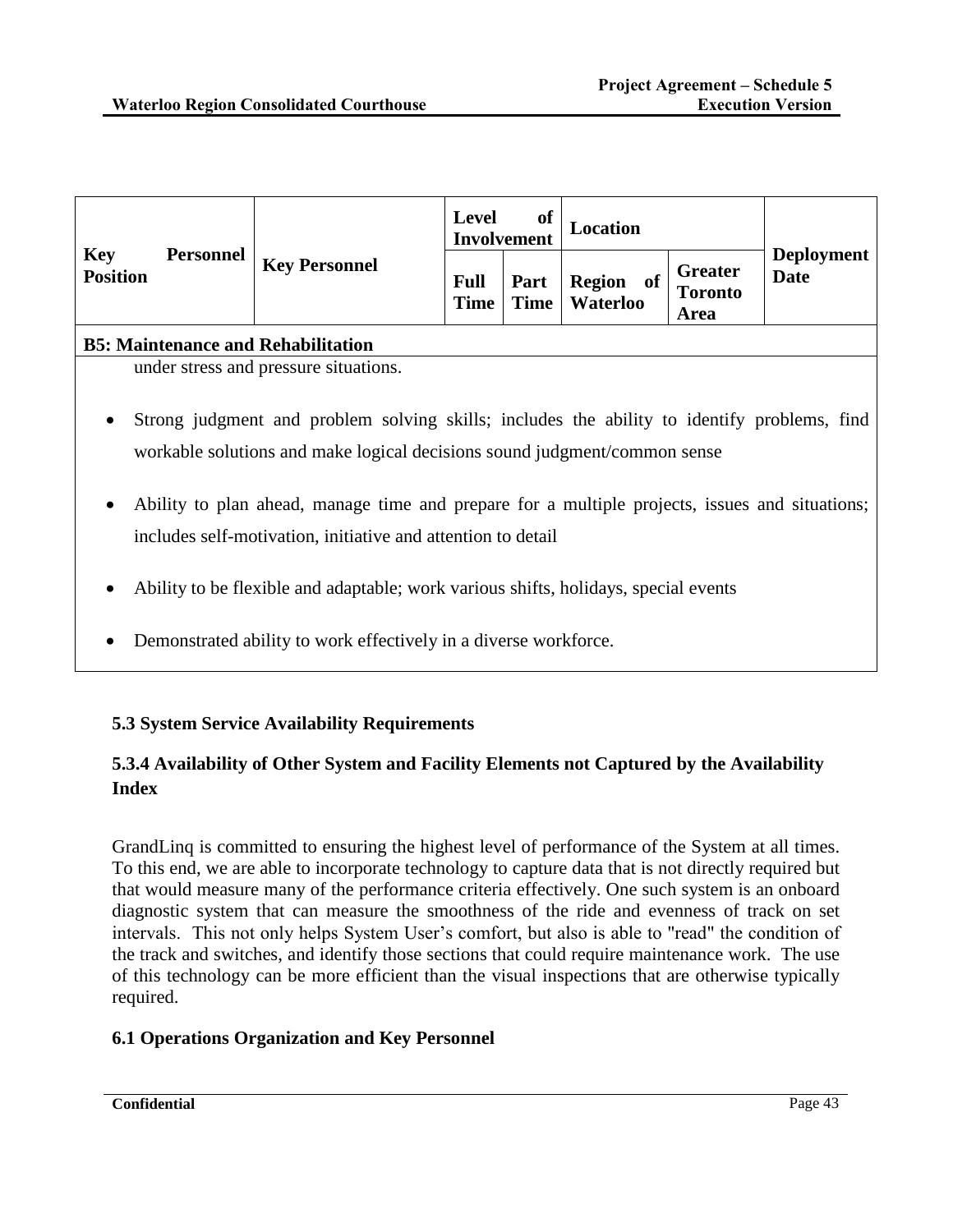| Key Personnel Position | Key Personnel | Level of Involvement | | Location | | Deployment Date |
|---|---|---|---|---|---|---|
| | | Full Time | Part Time | Region of Waterloo | Greater Toronto Area | |
| **B5: Maintenance and Rehabilitation** | | | | | | |

under stress and pressure situations.

- Strong judgment and problem solving skills; includes the ability to identify problems, find workable solutions and make logical decisions sound judgment/common sense
- Ability to plan ahead, manage time and prepare for a multiple projects, issues and situations; includes self-motivation, initiative and attention to detail
- Ability to be flexible and adaptable; work various shifts, holidays, special events
- Demonstrated ability to work effectively in a diverse workforce.

### 5.3 System Service Availability Requirements

### 5.3.4 Availability of Other System and Facility Elements not Captured by the Availability Index

GrandLinq is committed to ensuring the highest level of performance of the System at all times. To this end, we are able to incorporate technology to capture data that is not directly required but that would measure many of the performance criteria effectively. One such system is an onboard diagnostic system that can measure the smoothness of the ride and evenness of track on set intervals. This not only helps System User's comfort, but also is able to "read" the condition of the track and switches, and identify those sections that could require maintenance work. The use of this technology can be more efficient than the visual inspections that are otherwise typically required.

### 6.1 Operations Organization and Key Personnel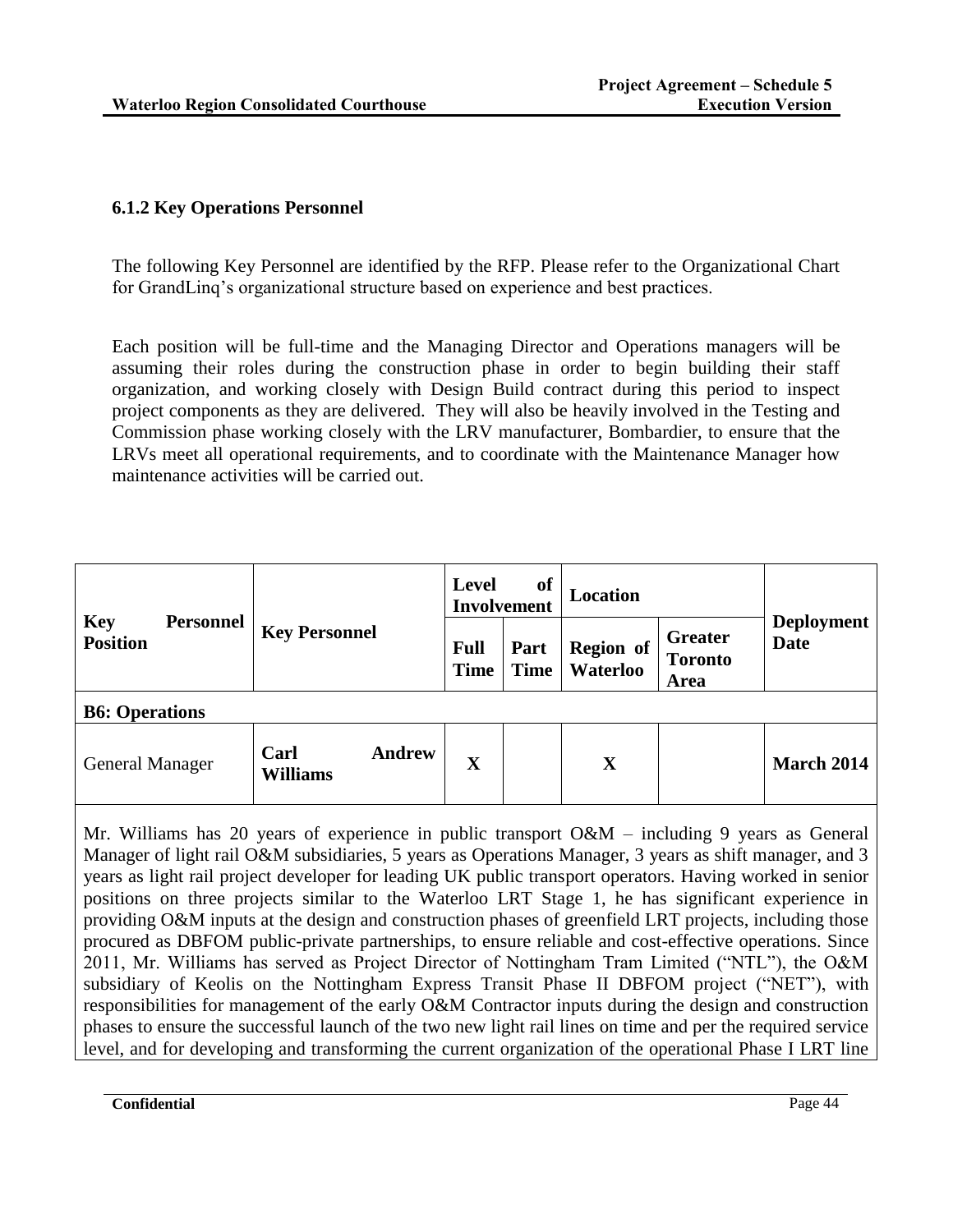### 6.1.2 Key Operations Personnel

The following Key Personnel are identified by the RFP. Please refer to the Organizational Chart for GrandLinq's organizational structure based on experience and best practices.

Each position will be full-time and the Managing Director and Operations managers will be assuming their roles during the construction phase in order to begin building their staff organization, and working closely with Design Build contract during this period to inspect project components as they are delivered. They will also be heavily involved in the Testing and Commission phase working closely with the LRV manufacturer, Bombardier, to ensure that the LRVs meet all operational requirements, and to coordinate with the Maintenance Manager how maintenance activities will be carried out.

| Key Personnel Position | Key Personnel | Level of Involvement | | Location | | Deployment Date |
|---|---|---|---|---|---|---|
| | | Full Time | Part Time | Region of Waterloo | Greater Toronto Area | |
| **B6: Operations** | | | | | | |
| General Manager | **Carl Andrew Williams** | **X** | | **X** | | **March 2014** |
| Mr. Williams has 20 years of experience in public transport O&M – including 9 years as General Manager of light rail O&M subsidiaries, 5 years as Operations Manager, 3 years as shift manager, and 3 years as light rail project developer for leading UK public transport operators. Having worked in senior positions on three projects similar to the Waterloo LRT Stage 1, he has significant experience in providing O&M inputs at the design and construction phases of greenfield LRT projects, including those procured as DBFOM public-private partnerships, to ensure reliable and cost-effective operations. Since 2011, Mr. Williams has served as Project Director of Nottingham Tram Limited ("NTL"), the O&M subsidiary of Keolis on the Nottingham Express Transit Phase II DBFOM project ("NET"), with responsibilities for management of the early O&M Contractor inputs during the design and construction phases to ensure the successful launch of the two new light rail lines on time and per the required service level, and for developing and transforming the current organization of the operational Phase I LRT line | | | | | | |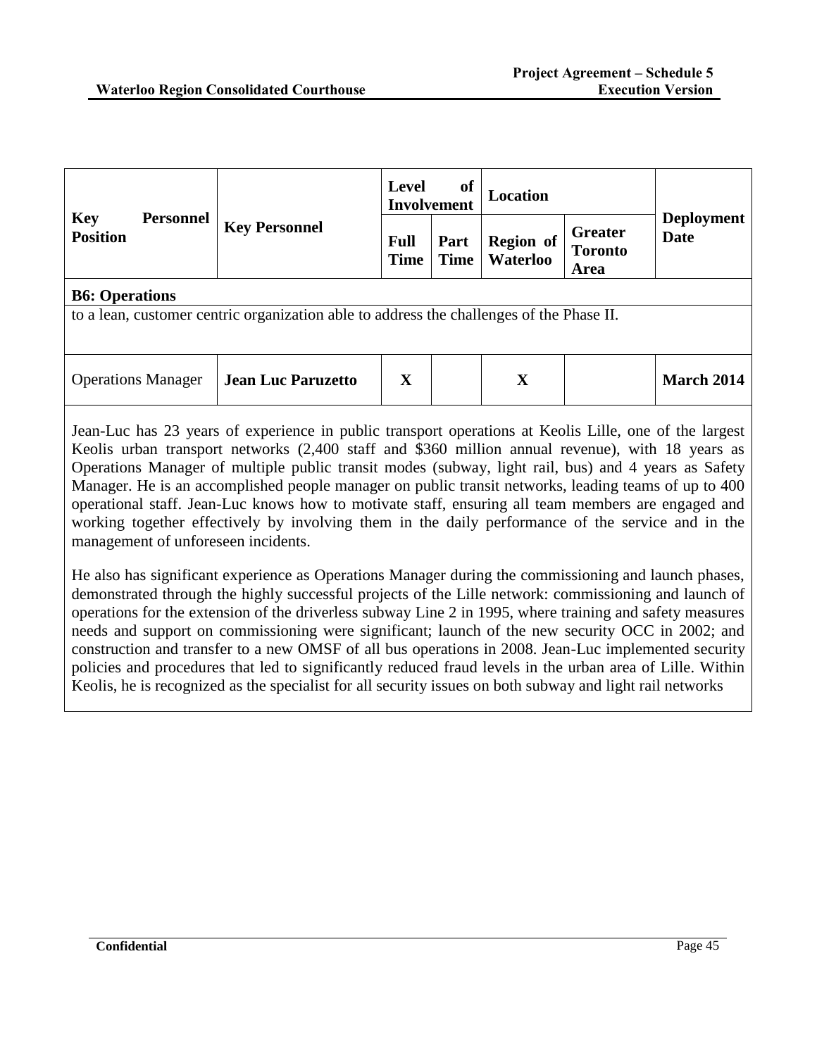| Key Personnel Position | Key Personnel | Level of Involvement | | Location | | Deployment Date |
|---|---|---|---|---|---|---|
| | | Full Time | Part Time | Region of Waterloo | Greater Toronto Area | |
| **B6: Operations** | | | | | | |
| to a lean, customer centric organization able to address the challenges of the Phase II. | | | | | | |
| Operations Manager | **Jean Luc Paruzetto** | **X** | | **X** | | **March 2014** |

Jean-Luc has 23 years of experience in public transport operations at Keolis Lille, one of the largest Keolis urban transport networks (2,400 staff and $360 million annual revenue), with 18 years as Operations Manager of multiple public transit modes (subway, light rail, bus) and 4 years as Safety Manager. He is an accomplished people manager on public transit networks, leading teams of up to 400 operational staff. Jean-Luc knows how to motivate staff, ensuring all team members are engaged and working together effectively by involving them in the daily performance of the service and in the management of unforeseen incidents.

He also has significant experience as Operations Manager during the commissioning and launch phases, demonstrated through the highly successful projects of the Lille network: commissioning and launch of operations for the extension of the driverless subway Line 2 in 1995, where training and safety measures needs and support on commissioning were significant; launch of the new security OCC in 2002; and construction and transfer to a new OMSF of all bus operations in 2008. Jean-Luc implemented security policies and procedures that led to significantly reduced fraud levels in the urban area of Lille. Within Keolis, he is recognized as the specialist for all security issues on both subway and light rail networks